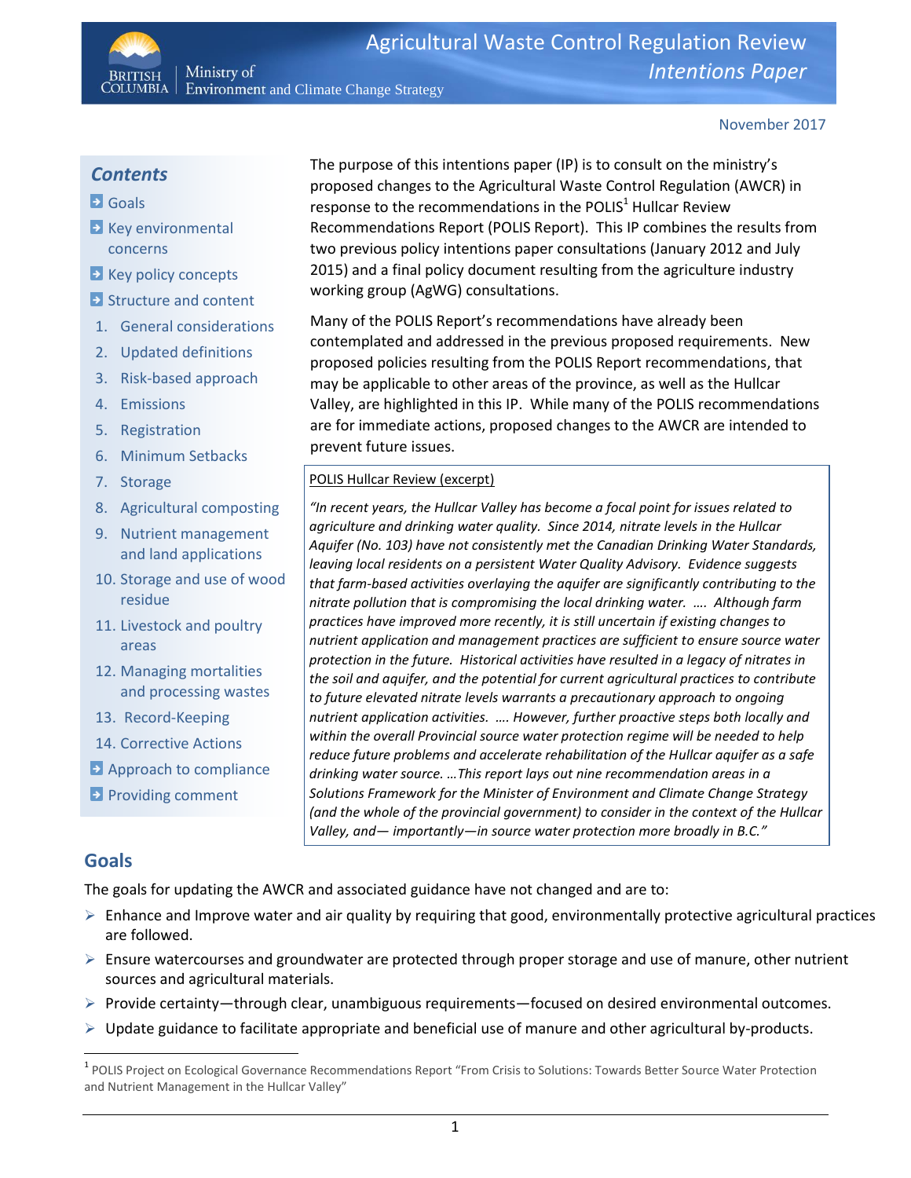# Agricultural Waste Control Regulation Review

*Intentions Paper*

British Columbia | Ministry of Environment and Climate Change Strategy

November 2017

## Contents

- Goals
- Key environmental concerns
- Key policy concepts
- Structure and content
  1. General considerations
  2. Updated definitions
  3. Risk-based approach
  4. Emissions
  5. Registration
  6. Minimum Setbacks
  7. Storage
  8. Agricultural composting
  9. Nutrient management and land applications
  10. Storage and use of wood residue
  11. Livestock and poultry areas
  12. Managing mortalities and processing wastes
  13. Record-Keeping
  14. Corrective Actions
- Approach to compliance
- Providing comment

The purpose of this intentions paper (IP) is to consult on the ministry's proposed changes to the Agricultural Waste Control Regulation (AWCR) in response to the recommendations in the POLIS[1] Hullcar Review Recommendations Report (POLIS Report). This IP combines the results from two previous policy intentions paper consultations (January 2012 and July 2015) and a final policy document resulting from the agriculture industry working group (AgWG) consultations.

Many of the POLIS Report's recommendations have already been contemplated and addressed in the previous proposed requirements. New proposed policies resulting from the POLIS Report recommendations, that may be applicable to other areas of the province, as well as the Hullcar Valley, are highlighted in this IP. While many of the POLIS recommendations are for immediate actions, proposed changes to the AWCR are intended to prevent future issues.

> POLIS Hullcar Review (excerpt)
>
> *"In recent years, the Hullcar Valley has become a focal point for issues related to agriculture and drinking water quality. Since 2014, nitrate levels in the Hullcar Aquifer (No. 103) have not consistently met the Canadian Drinking Water Standards, leaving local residents on a persistent Water Quality Advisory. Evidence suggests that farm-based activities overlaying the aquifer are significantly contributing to the nitrate pollution that is compromising the local drinking water. …. Although farm practices have improved more recently, it is still uncertain if existing changes to nutrient application and management practices are sufficient to ensure source water protection in the future. Historical activities have resulted in a legacy of nitrates in the soil and aquifer, and the potential for current agricultural practices to contribute to future elevated nitrate levels warrants a precautionary approach to ongoing nutrient application activities. …. However, further proactive steps both locally and within the overall Provincial source water protection regime will be needed to help reduce future problems and accelerate rehabilitation of the Hullcar aquifer as a safe drinking water source. …This report lays out nine recommendation areas in a Solutions Framework for the Minister of Environment and Climate Change Strategy (and the whole of the provincial government) to consider in the context of the Hullcar Valley, and— importantly—in source water protection more broadly in B.C."*

## Goals

The goals for updating the AWCR and associated guidance have not changed and are to:

- Enhance and Improve water and air quality by requiring that good, environmentally protective agricultural practices are followed.
- Ensure watercourses and groundwater are protected through proper storage and use of manure, other nutrient sources and agricultural materials.
- Provide certainty—through clear, unambiguous requirements—focused on desired environmental outcomes.
- Update guidance to facilitate appropriate and beneficial use of manure and other agricultural by-products.

---

[1] POLIS Project on Ecological Governance Recommendations Report "From Crisis to Solutions: Towards Better Source Water Protection and Nutrient Management in the Hullcar Valley"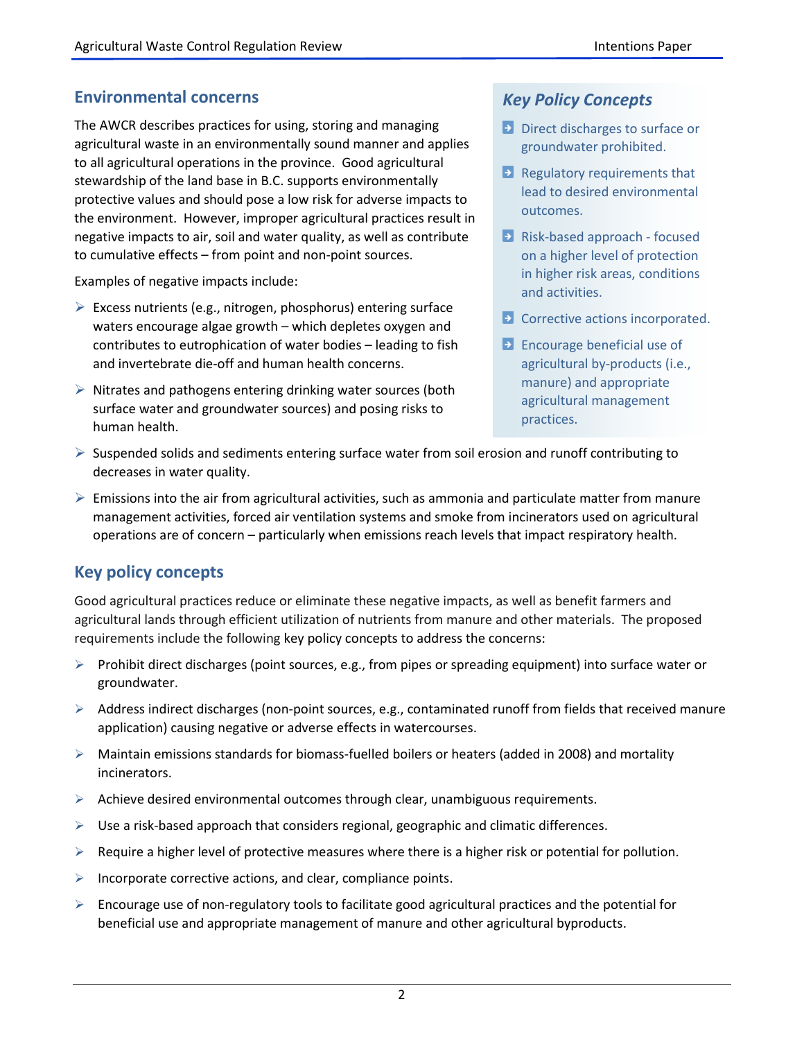## Environmental concerns

The AWCR describes practices for using, storing and managing agricultural waste in an environmentally sound manner and applies to all agricultural operations in the province. Good agricultural stewardship of the land base in B.C. supports environmentally protective values and should pose a low risk for adverse impacts to the environment. However, improper agricultural practices result in negative impacts to air, soil and water quality, as well as contribute to cumulative effects – from point and non-point sources.

Examples of negative impacts include:

- Excess nutrients (e.g., nitrogen, phosphorus) entering surface waters encourage algae growth – which depletes oxygen and contributes to eutrophication of water bodies – leading to fish and invertebrate die-off and human health concerns.
- Nitrates and pathogens entering drinking water sources (both surface water and groundwater sources) and posing risks to human health.
- Suspended solids and sediments entering surface water from soil erosion and runoff contributing to decreases in water quality.
- Emissions into the air from agricultural activities, such as ammonia and particulate matter from manure management activities, forced air ventilation systems and smoke from incinerators used on agricultural operations are of concern – particularly when emissions reach levels that impact respiratory health.

> ***Key Policy Concepts***
>
> - Direct discharges to surface or groundwater prohibited.
> - Regulatory requirements that lead to desired environmental outcomes.
> - Risk-based approach - focused on a higher level of protection in higher risk areas, conditions and activities.
> - Corrective actions incorporated.
> - Encourage beneficial use of agricultural by-products (i.e., manure) and appropriate agricultural management practices.

## Key policy concepts

Good agricultural practices reduce or eliminate these negative impacts, as well as benefit farmers and agricultural lands through efficient utilization of nutrients from manure and other materials. The proposed requirements include the following key policy concepts to address the concerns:

- Prohibit direct discharges (point sources, e.g., from pipes or spreading equipment) into surface water or groundwater.
- Address indirect discharges (non-point sources, e.g., contaminated runoff from fields that received manure application) causing negative or adverse effects in watercourses.
- Maintain emissions standards for biomass-fuelled boilers or heaters (added in 2008) and mortality incinerators.
- Achieve desired environmental outcomes through clear, unambiguous requirements.
- Use a risk-based approach that considers regional, geographic and climatic differences.
- Require a higher level of protective measures where there is a higher risk or potential for pollution.
- Incorporate corrective actions, and clear, compliance points.
- Encourage use of non-regulatory tools to facilitate good agricultural practices and the potential for beneficial use and appropriate management of manure and other agricultural byproducts.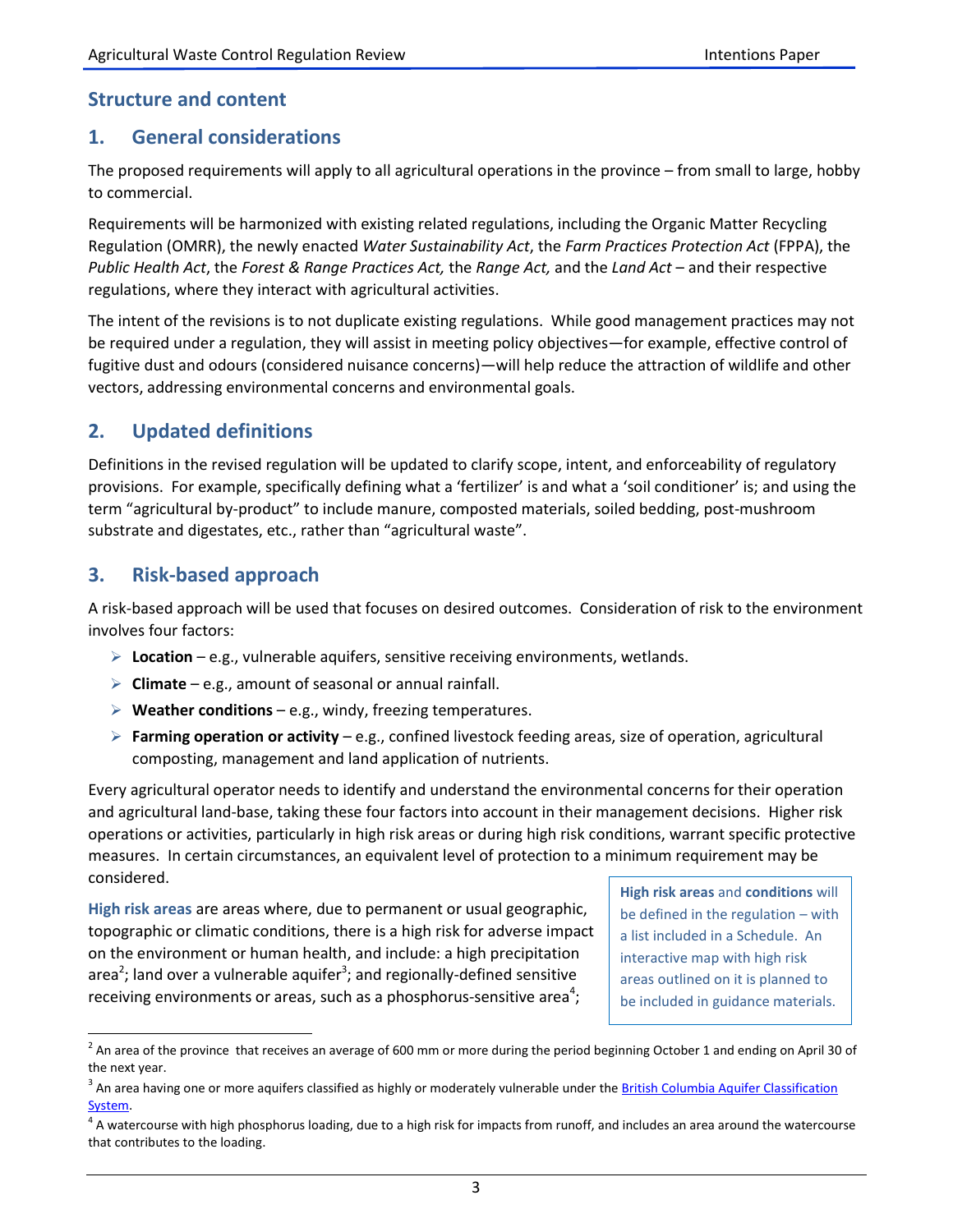## Structure and content

## 1. General considerations

The proposed requirements will apply to all agricultural operations in the province – from small to large, hobby to commercial.

Requirements will be harmonized with existing related regulations, including the Organic Matter Recycling Regulation (OMRR), the newly enacted *Water Sustainability Act*, the *Farm Practices Protection Act* (FPPA), the *Public Health Act*, the *Forest & Range Practices Act,* the *Range Act,* and the *Land Act* – and their respective regulations, where they interact with agricultural activities.

The intent of the revisions is to not duplicate existing regulations. While good management practices may not be required under a regulation, they will assist in meeting policy objectives—for example, effective control of fugitive dust and odours (considered nuisance concerns)—will help reduce the attraction of wildlife and other vectors, addressing environmental concerns and environmental goals.

## 2. Updated definitions

Definitions in the revised regulation will be updated to clarify scope, intent, and enforceability of regulatory provisions. For example, specifically defining what a 'fertilizer' is and what a 'soil conditioner' is; and using the term "agricultural by-product" to include manure, composted materials, soiled bedding, post-mushroom substrate and digestates, etc., rather than "agricultural waste".

## 3. Risk-based approach

A risk-based approach will be used that focuses on desired outcomes. Consideration of risk to the environment involves four factors:

- **Location** – e.g., vulnerable aquifers, sensitive receiving environments, wetlands.
- **Climate** – e.g., amount of seasonal or annual rainfall.
- **Weather conditions** – e.g., windy, freezing temperatures.
- **Farming operation or activity** – e.g., confined livestock feeding areas, size of operation, agricultural composting, management and land application of nutrients.

Every agricultural operator needs to identify and understand the environmental concerns for their operation and agricultural land-base, taking these four factors into account in their management decisions. Higher risk operations or activities, particularly in high risk areas or during high risk conditions, warrant specific protective measures. In certain circumstances, an equivalent level of protection to a minimum requirement may be considered.

> **High risk areas** and **conditions** will be defined in the regulation – with a list included in a Schedule. An interactive map with high risk areas outlined on it is planned to be included in guidance materials.

**High risk areas** are areas where, due to permanent or usual geographic, topographic or climatic conditions, there is a high risk for adverse impact on the environment or human health, and include: a high precipitation area[2]; land over a vulnerable aquifer[3]; and regionally-defined sensitive receiving environments or areas, such as a phosphorus-sensitive area[4];

---

[2] An area of the province that receives an average of 600 mm or more during the period beginning October 1 and ending on April 30 of the next year.

[3] An area having one or more aquifers classified as highly or moderately vulnerable under the British Columbia Aquifer Classification System.

[4] A watercourse with high phosphorus loading, due to a high risk for impacts from runoff, and includes an area around the watercourse that contributes to the loading.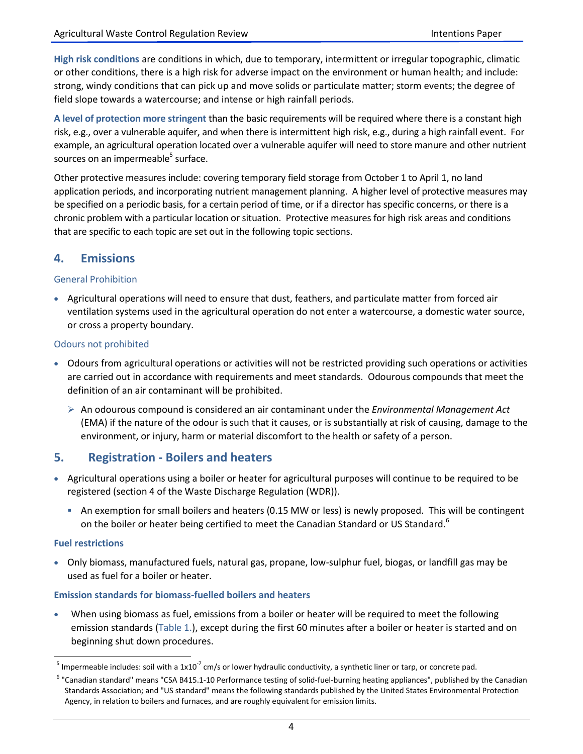**High risk conditions** are conditions in which, due to temporary, intermittent or irregular topographic, climatic or other conditions, there is a high risk for adverse impact on the environment or human health; and include: strong, windy conditions that can pick up and move solids or particulate matter; storm events; the degree of field slope towards a watercourse; and intense or high rainfall periods.

**A level of protection more stringent** than the basic requirements will be required where there is a constant high risk, e.g., over a vulnerable aquifer, and when there is intermittent high risk, e.g., during a high rainfall event. For example, an agricultural operation located over a vulnerable aquifer will need to store manure and other nutrient sources on an impermeable[5] surface.

Other protective measures include: covering temporary field storage from October 1 to April 1, no land application periods, and incorporating nutrient management planning. A higher level of protective measures may be specified on a periodic basis, for a certain period of time, or if a director has specific concerns, or there is a chronic problem with a particular location or situation. Protective measures for high risk areas and conditions that are specific to each topic are set out in the following topic sections.

## 4. Emissions

### General Prohibition

- Agricultural operations will need to ensure that dust, feathers, and particulate matter from forced air ventilation systems used in the agricultural operation do not enter a watercourse, a domestic water source, or cross a property boundary.

### Odours not prohibited

- Odours from agricultural operations or activities will not be restricted providing such operations or activities are carried out in accordance with requirements and meet standards. Odourous compounds that meet the definition of an air contaminant will be prohibited.
  - An odourous compound is considered an air contaminant under the *Environmental Management Act* (EMA) if the nature of the odour is such that it causes, or is substantially at risk of causing, damage to the environment, or injury, harm or material discomfort to the health or safety of a person.

## 5. Registration - Boilers and heaters

- Agricultural operations using a boiler or heater for agricultural purposes will continue to be required to be registered (section 4 of the Waste Discharge Regulation (WDR)).
  - An exemption for small boilers and heaters (0.15 MW or less) is newly proposed. This will be contingent on the boiler or heater being certified to meet the Canadian Standard or US Standard.[6]

### Fuel restrictions

- Only biomass, manufactured fuels, natural gas, propane, low-sulphur fuel, biogas, or landfill gas may be used as fuel for a boiler or heater.

### Emission standards for biomass-fuelled boilers and heaters

- When using biomass as fuel, emissions from a boiler or heater will be required to meet the following emission standards (Table 1.), except during the first 60 minutes after a boiler or heater is started and on beginning shut down procedures.

---

[5] Impermeable includes: soil with a $1 \times 10^{-7}$ cm/s or lower hydraulic conductivity, a synthetic liner or tarp, or concrete pad.

[6] "Canadian standard" means "CSA B415.1-10 Performance testing of solid-fuel-burning heating appliances", published by the Canadian Standards Association; and "US standard" means the following standards published by the United States Environmental Protection Agency, in relation to boilers and furnaces, and are roughly equivalent for emission limits.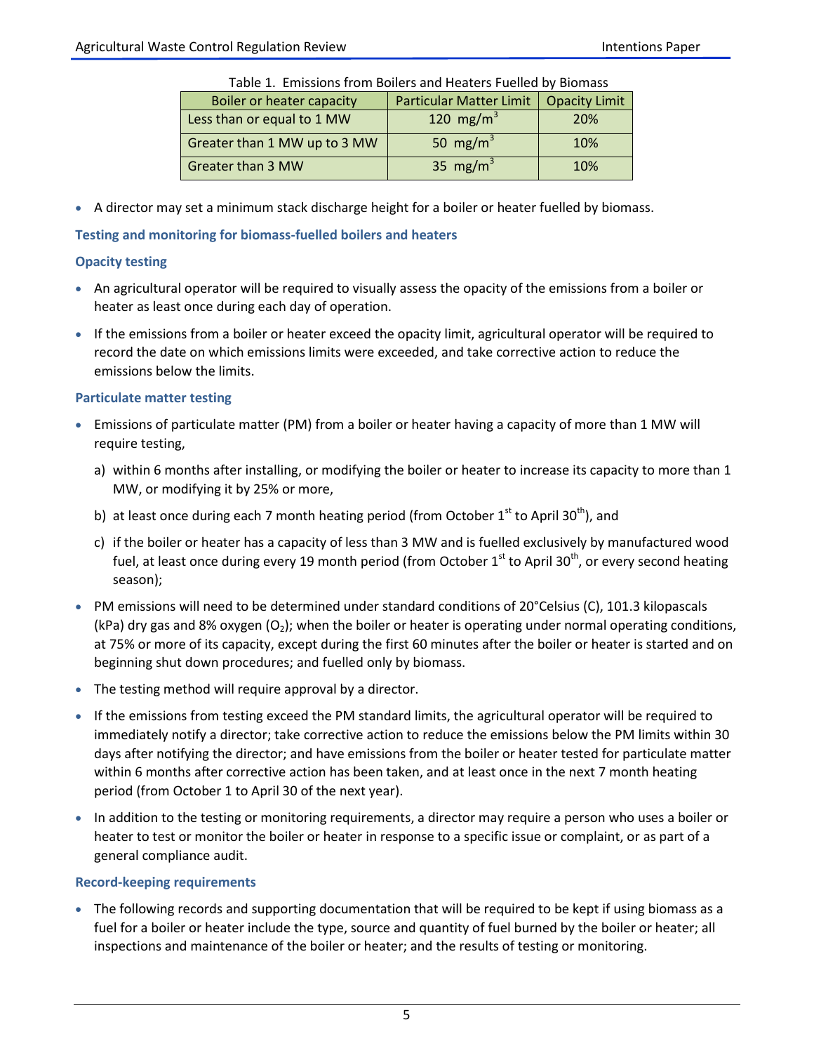Table 1. Emissions from Boilers and Heaters Fuelled by Biomass

| Boiler or heater capacity | Particular Matter Limit | Opacity Limit |
|---|---|---|
| Less than or equal to 1 MW | 120 $mg/m^3$ | 20% |
| Greater than 1 MW up to 3 MW | 50 $mg/m^3$ | 10% |
| Greater than 3 MW | 35 $mg/m^3$ | 10% |

- A director may set a minimum stack discharge height for a boiler or heater fuelled by biomass.

### Testing and monitoring for biomass-fuelled boilers and heaters

#### Opacity testing

- An agricultural operator will be required to visually assess the opacity of the emissions from a boiler or heater as least once during each day of operation.
- If the emissions from a boiler or heater exceed the opacity limit, agricultural operator will be required to record the date on which emissions limits were exceeded, and take corrective action to reduce the emissions below the limits.

#### Particulate matter testing

- Emissions of particulate matter (PM) from a boiler or heater having a capacity of more than 1 MW will require testing,
  a) within 6 months after installing, or modifying the boiler or heater to increase its capacity to more than 1 MW, or modifying it by 25% or more,
  b) at least once during each 7 month heating period (from October 1st to April 30th), and
  c) if the boiler or heater has a capacity of less than 3 MW and is fuelled exclusively by manufactured wood fuel, at least once during every 19 month period (from October 1st to April 30th, or every second heating season);
- PM emissions will need to be determined under standard conditions of 20°Celsius (C), 101.3 kilopascals (kPa) dry gas and 8% oxygen ($O_2$); when the boiler or heater is operating under normal operating conditions, at 75% or more of its capacity, except during the first 60 minutes after the boiler or heater is started and on beginning shut down procedures; and fuelled only by biomass.
- The testing method will require approval by a director.
- If the emissions from testing exceed the PM standard limits, the agricultural operator will be required to immediately notify a director; take corrective action to reduce the emissions below the PM limits within 30 days after notifying the director; and have emissions from the boiler or heater tested for particulate matter within 6 months after corrective action has been taken, and at least once in the next 7 month heating period (from October 1 to April 30 of the next year).
- In addition to the testing or monitoring requirements, a director may require a person who uses a boiler or heater to test or monitor the boiler or heater in response to a specific issue or complaint, or as part of a general compliance audit.

#### Record-keeping requirements

- The following records and supporting documentation that will be required to be kept if using biomass as a fuel for a boiler or heater include the type, source and quantity of fuel burned by the boiler or heater; all inspections and maintenance of the boiler or heater; and the results of testing or monitoring.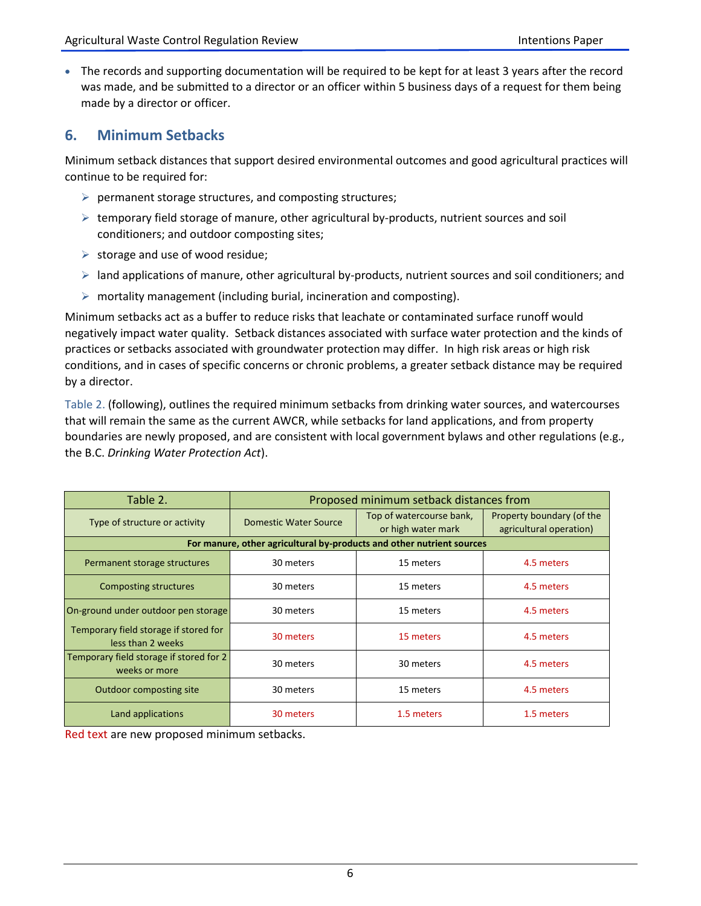- The records and supporting documentation will be required to be kept for at least 3 years after the record was made, and be submitted to a director or an officer within 5 business days of a request for them being made by a director or officer.

## 6. Minimum Setbacks

Minimum setback distances that support desired environmental outcomes and good agricultural practices will continue to be required for:

- permanent storage structures, and composting structures;
- temporary field storage of manure, other agricultural by-products, nutrient sources and soil conditioners; and outdoor composting sites;
- storage and use of wood residue;
- land applications of manure, other agricultural by-products, nutrient sources and soil conditioners; and
- mortality management (including burial, incineration and composting).

Minimum setbacks act as a buffer to reduce risks that leachate or contaminated surface runoff would negatively impact water quality. Setback distances associated with surface water protection and the kinds of practices or setbacks associated with groundwater protection may differ. In high risk areas or high risk conditions, and in cases of specific concerns or chronic problems, a greater setback distance may be required by a director.

Table 2. (following), outlines the required minimum setbacks from drinking water sources, and watercourses that will remain the same as the current AWCR, while setbacks for land applications, and from property boundaries are newly proposed, and are consistent with local government bylaws and other regulations (e.g., the B.C. *Drinking Water Protection Act*).

| Table 2. | Proposed minimum setback distances from | | |
|---|---|---|---|
| Type of structure or activity | Domestic Water Source | Top of watercourse bank, or high water mark | Property boundary (of the agricultural operation) |
| **For manure, other agricultural by-products and other nutrient sources** | | | |
| Permanent storage structures | 30 meters | 15 meters | 4.5 meters |
| Composting structures | 30 meters | 15 meters | 4.5 meters |
| On-ground under outdoor pen storage | 30 meters | 15 meters | 4.5 meters |
| Temporary field storage if stored for less than 2 weeks | 30 meters | 15 meters | 4.5 meters |
| Temporary field storage if stored for 2 weeks or more | 30 meters | 30 meters | 4.5 meters |
| Outdoor composting site | 30 meters | 15 meters | 4.5 meters |
| Land applications | 30 meters | 1.5 meters | 1.5 meters |

Red text are new proposed minimum setbacks.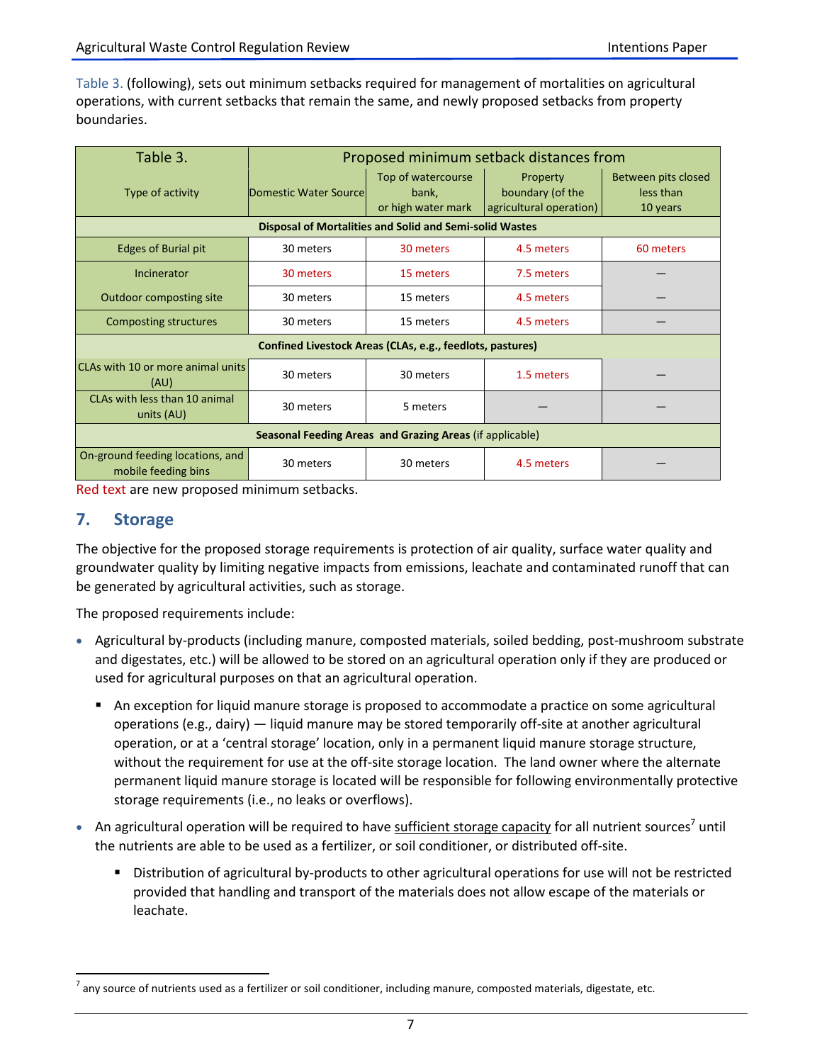Table 3. (following), sets out minimum setbacks required for management of mortalities on agricultural operations, with current setbacks that remain the same, and newly proposed setbacks from property boundaries.

| Table 3. | Proposed minimum setback distances from | | | |
|---|---|---|---|---|
| Type of activity | Domestic Water Source | Top of watercourse bank, or high water mark | Property boundary (of the agricultural operation) | Between pits closed less than 10 years |
| **Disposal of Mortalities and Solid and Semi-solid Wastes** | | | | |
| Edges of Burial pit | 30 meters | 30 meters | 4.5 meters | 60 meters |
| Incinerator | 30 meters | 15 meters | 7.5 meters | — |
| Outdoor composting site | 30 meters | 15 meters | 4.5 meters | — |
| Composting structures | 30 meters | 15 meters | 4.5 meters | — |
| **Confined Livestock Areas (CLAs, e.g., feedlots, pastures)** | | | | |
| CLAs with 10 or more animal units (AU) | 30 meters | 30 meters | 1.5 meters | — |
| CLAs with less than 10 animal units (AU) | 30 meters | 5 meters | — | — |
| **Seasonal Feeding Areas and Grazing Areas** (if applicable) | | | | |
| On-ground feeding locations, and mobile feeding bins | 30 meters | 30 meters | 4.5 meters | — |

Red text are new proposed minimum setbacks.

## 7. Storage

The objective for the proposed storage requirements is protection of air quality, surface water quality and groundwater quality by limiting negative impacts from emissions, leachate and contaminated runoff that can be generated by agricultural activities, such as storage.

The proposed requirements include:

- Agricultural by-products (including manure, composted materials, soiled bedding, post-mushroom substrate and digestates, etc.) will be allowed to be stored on an agricultural operation only if they are produced or used for agricultural purposes on that an agricultural operation.
  - An exception for liquid manure storage is proposed to accommodate a practice on some agricultural operations (e.g., dairy) — liquid manure may be stored temporarily off-site at another agricultural operation, or at a 'central storage' location, only in a permanent liquid manure storage structure, without the requirement for use at the off-site storage location. The land owner where the alternate permanent liquid manure storage is located will be responsible for following environmentally protective storage requirements (i.e., no leaks or overflows).
- An agricultural operation will be required to have sufficient storage capacity for all nutrient sources[7] until the nutrients are able to be used as a fertilizer, or soil conditioner, or distributed off-site.
  - Distribution of agricultural by-products to other agricultural operations for use will not be restricted provided that handling and transport of the materials does not allow escape of the materials or leachate.

[7] any source of nutrients used as a fertilizer or soil conditioner, including manure, composted materials, digestate, etc.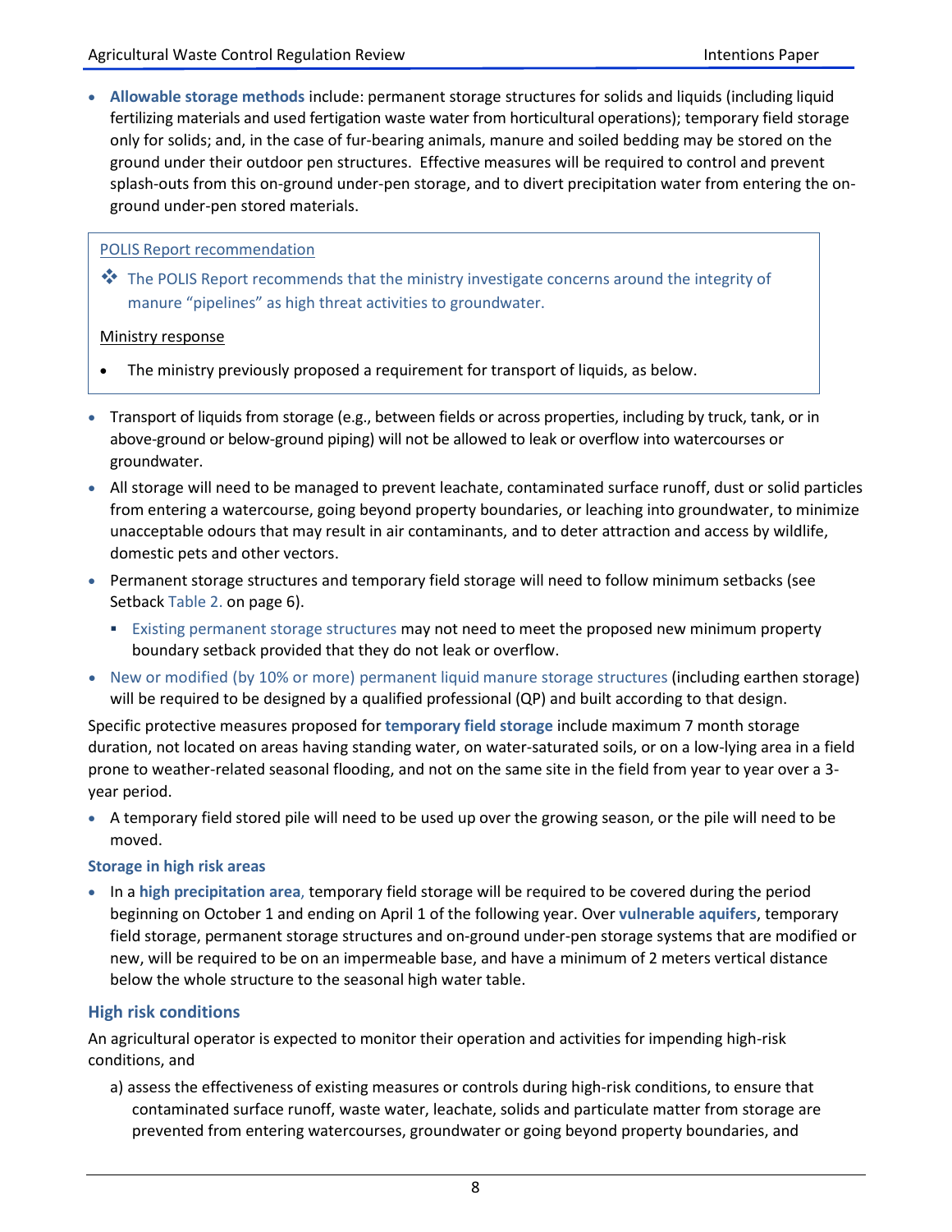- **Allowable storage methods** include: permanent storage structures for solids and liquids (including liquid fertilizing materials and used fertigation waste water from horticultural operations); temporary field storage only for solids; and, in the case of fur-bearing animals, manure and soiled bedding may be stored on the ground under their outdoor pen structures. Effective measures will be required to control and prevent splash-outs from this on-ground under-pen storage, and to divert precipitation water from entering the on-ground under-pen stored materials.

> POLIS Report recommendation
>
> ❖ The POLIS Report recommends that the ministry investigate concerns around the integrity of manure "pipelines" as high threat activities to groundwater.
>
> Ministry response
>
> - The ministry previously proposed a requirement for transport of liquids, as below.

- Transport of liquids from storage (e.g., between fields or across properties, including by truck, tank, or in above-ground or below-ground piping) will not be allowed to leak or overflow into watercourses or groundwater.
- All storage will need to be managed to prevent leachate, contaminated surface runoff, dust or solid particles from entering a watercourse, going beyond property boundaries, or leaching into groundwater, to minimize unacceptable odours that may result in air contaminants, and to deter attraction and access by wildlife, domestic pets and other vectors.
- Permanent storage structures and temporary field storage will need to follow minimum setbacks (see Setback Table 2. on page 6).
  - Existing permanent storage structures may not need to meet the proposed new minimum property boundary setback provided that they do not leak or overflow.
- New or modified (by 10% or more) permanent liquid manure storage structures (including earthen storage) will be required to be designed by a qualified professional (QP) and built according to that design.

Specific protective measures proposed for **temporary field storage** include maximum 7 month storage duration, not located on areas having standing water, on water-saturated soils, or on a low-lying area in a field prone to weather-related seasonal flooding, and not on the same site in the field from year to year over a 3-year period.

- A temporary field stored pile will need to be used up over the growing season, or the pile will need to be moved.

**Storage in high risk areas**

- In a **high precipitation area**, temporary field storage will be required to be covered during the period beginning on October 1 and ending on April 1 of the following year. Over **vulnerable aquifers**, temporary field storage, permanent storage structures and on-ground under-pen storage systems that are modified or new, will be required to be on an impermeable base, and have a minimum of 2 meters vertical distance below the whole structure to the seasonal high water table.

### High risk conditions

An agricultural operator is expected to monitor their operation and activities for impending high-risk conditions, and

a) assess the effectiveness of existing measures or controls during high-risk conditions, to ensure that contaminated surface runoff, waste water, leachate, solids and particulate matter from storage are prevented from entering watercourses, groundwater or going beyond property boundaries, and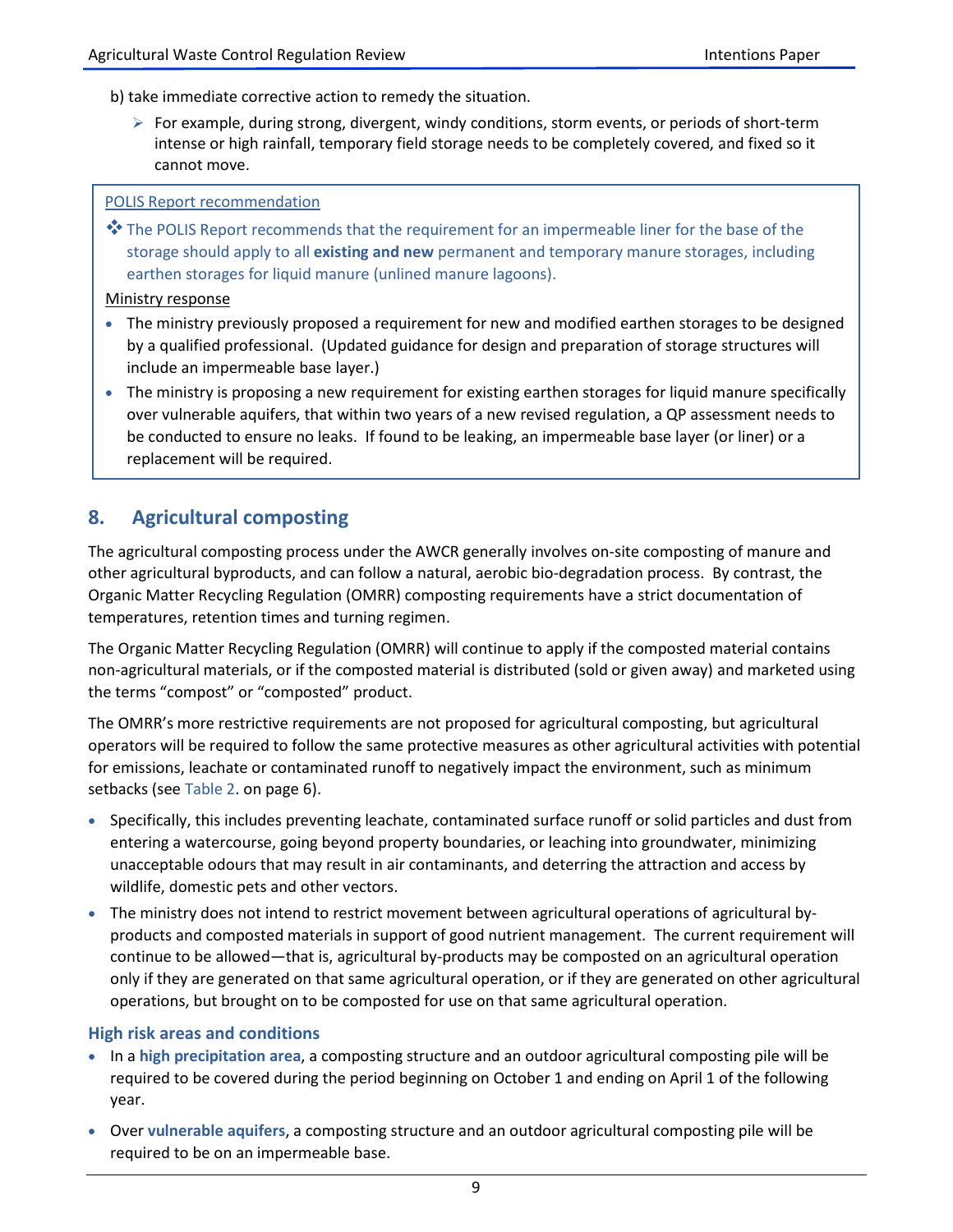b) take immediate corrective action to remedy the situation.

- For example, during strong, divergent, windy conditions, storm events, or periods of short-term intense or high rainfall, temporary field storage needs to be completely covered, and fixed so it cannot move.

POLIS Report recommendation

❖ The POLIS Report recommends that the requirement for an impermeable liner for the base of the storage should apply to all **existing and new** permanent and temporary manure storages, including earthen storages for liquid manure (unlined manure lagoons).

Ministry response

- The ministry previously proposed a requirement for new and modified earthen storages to be designed by a qualified professional. (Updated guidance for design and preparation of storage structures will include an impermeable base layer.)
- The ministry is proposing a new requirement for existing earthen storages for liquid manure specifically over vulnerable aquifers, that within two years of a new revised regulation, a QP assessment needs to be conducted to ensure no leaks. If found to be leaking, an impermeable base layer (or liner) or a replacement will be required.

## 8. Agricultural composting

The agricultural composting process under the AWCR generally involves on-site composting of manure and other agricultural byproducts, and can follow a natural, aerobic bio-degradation process. By contrast, the Organic Matter Recycling Regulation (OMRR) composting requirements have a strict documentation of temperatures, retention times and turning regimen.

The Organic Matter Recycling Regulation (OMRR) will continue to apply if the composted material contains non-agricultural materials, or if the composted material is distributed (sold or given away) and marketed using the terms "compost" or "composted" product.

The OMRR's more restrictive requirements are not proposed for agricultural composting, but agricultural operators will be required to follow the same protective measures as other agricultural activities with potential for emissions, leachate or contaminated runoff to negatively impact the environment, such as minimum setbacks (see Table 2. on page 6).

- Specifically, this includes preventing leachate, contaminated surface runoff or solid particles and dust from entering a watercourse, going beyond property boundaries, or leaching into groundwater, minimizing unacceptable odours that may result in air contaminants, and deterring the attraction and access by wildlife, domestic pets and other vectors.
- The ministry does not intend to restrict movement between agricultural operations of agricultural by-products and composted materials in support of good nutrient management. The current requirement will continue to be allowed—that is, agricultural by-products may be composted on an agricultural operation only if they are generated on that same agricultural operation, or if they are generated on other agricultural operations, but brought on to be composted for use on that same agricultural operation.

### High risk areas and conditions

- In a **high precipitation area**, a composting structure and an outdoor agricultural composting pile will be required to be covered during the period beginning on October 1 and ending on April 1 of the following year.
- Over **vulnerable aquifers**, a composting structure and an outdoor agricultural composting pile will be required to be on an impermeable base.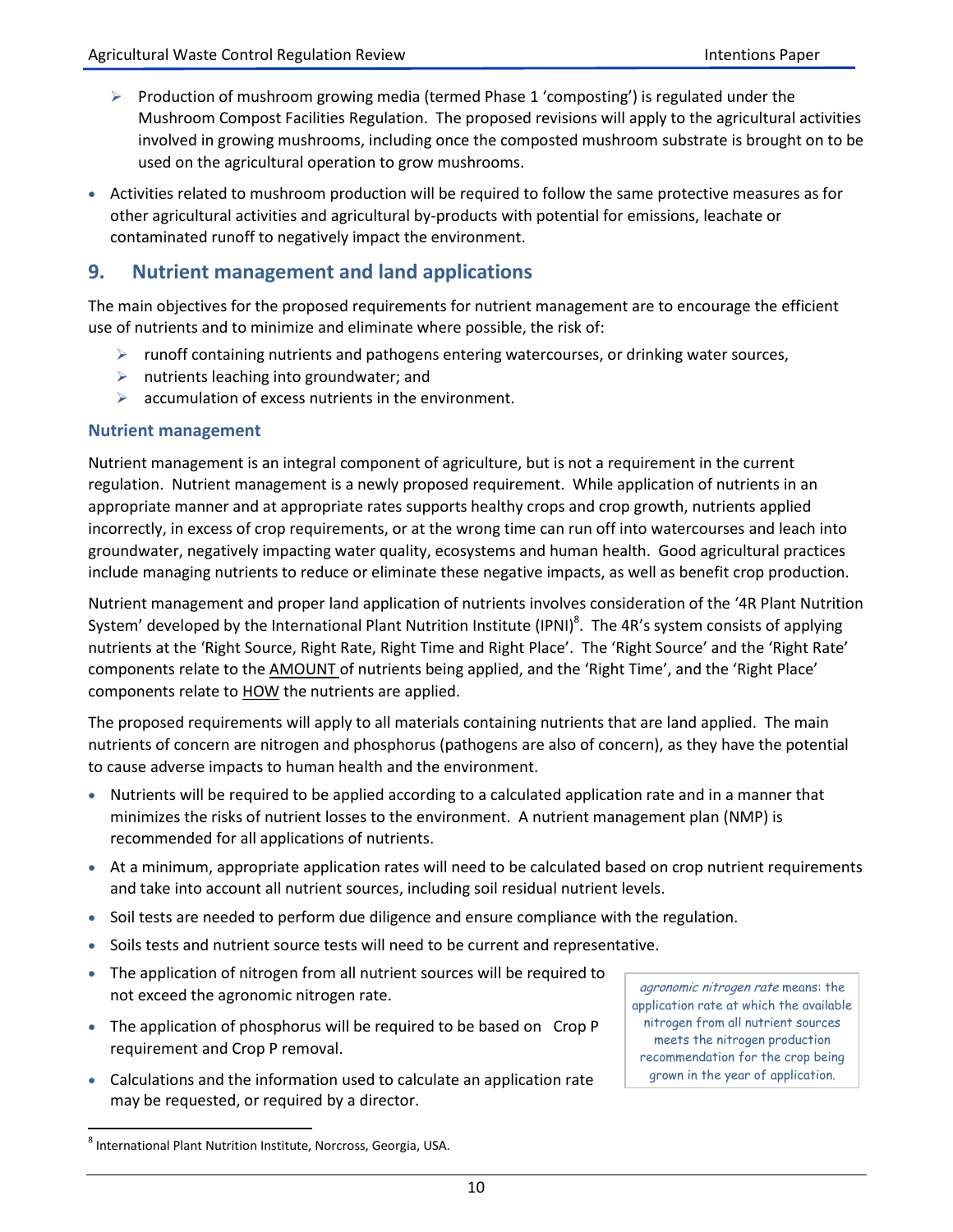- Production of mushroom growing media (termed Phase 1 'composting') is regulated under the Mushroom Compost Facilities Regulation. The proposed revisions will apply to the agricultural activities involved in growing mushrooms, including once the composted mushroom substrate is brought on to be used on the agricultural operation to grow mushrooms.

- Activities related to mushroom production will be required to follow the same protective measures as for other agricultural activities and agricultural by-products with potential for emissions, leachate or contaminated runoff to negatively impact the environment.

## 9. Nutrient management and land applications

The main objectives for the proposed requirements for nutrient management are to encourage the efficient use of nutrients and to minimize and eliminate where possible, the risk of:

- runoff containing nutrients and pathogens entering watercourses, or drinking water sources,
- nutrients leaching into groundwater; and
- accumulation of excess nutrients in the environment.

### Nutrient management

Nutrient management is an integral component of agriculture, but is not a requirement in the current regulation. Nutrient management is a newly proposed requirement. While application of nutrients in an appropriate manner and at appropriate rates supports healthy crops and crop growth, nutrients applied incorrectly, in excess of crop requirements, or at the wrong time can run off into watercourses and leach into groundwater, negatively impacting water quality, ecosystems and human health. Good agricultural practices include managing nutrients to reduce or eliminate these negative impacts, as well as benefit crop production.

Nutrient management and proper land application of nutrients involves consideration of the '4R Plant Nutrition System' developed by the International Plant Nutrition Institute (IPNI)[8]. The 4R's system consists of applying nutrients at the 'Right Source, Right Rate, Right Time and Right Place'. The 'Right Source' and the 'Right Rate' components relate to the AMOUNT of nutrients being applied, and the 'Right Time', and the 'Right Place' components relate to HOW the nutrients are applied.

The proposed requirements will apply to all materials containing nutrients that are land applied. The main nutrients of concern are nitrogen and phosphorus (pathogens are also of concern), as they have the potential to cause adverse impacts to human health and the environment.

- Nutrients will be required to be applied according to a calculated application rate and in a manner that minimizes the risks of nutrient losses to the environment. A nutrient management plan (NMP) is recommended for all applications of nutrients.
- At a minimum, appropriate application rates will need to be calculated based on crop nutrient requirements and take into account all nutrient sources, including soil residual nutrient levels.
- Soil tests are needed to perform due diligence and ensure compliance with the regulation.
- Soils tests and nutrient source tests will need to be current and representative.
- The application of nitrogen from all nutrient sources will be required to not exceed the agronomic nitrogen rate.
- The application of phosphorus will be required to be based on Crop P requirement and Crop P removal.
- Calculations and the information used to calculate an application rate may be requested, or required by a director.

> *agronomic nitrogen rate* means: the application rate at which the available nitrogen from all nutrient sources meets the nitrogen production recommendation for the crop being grown in the year of application.

[8] International Plant Nutrition Institute, Norcross, Georgia, USA.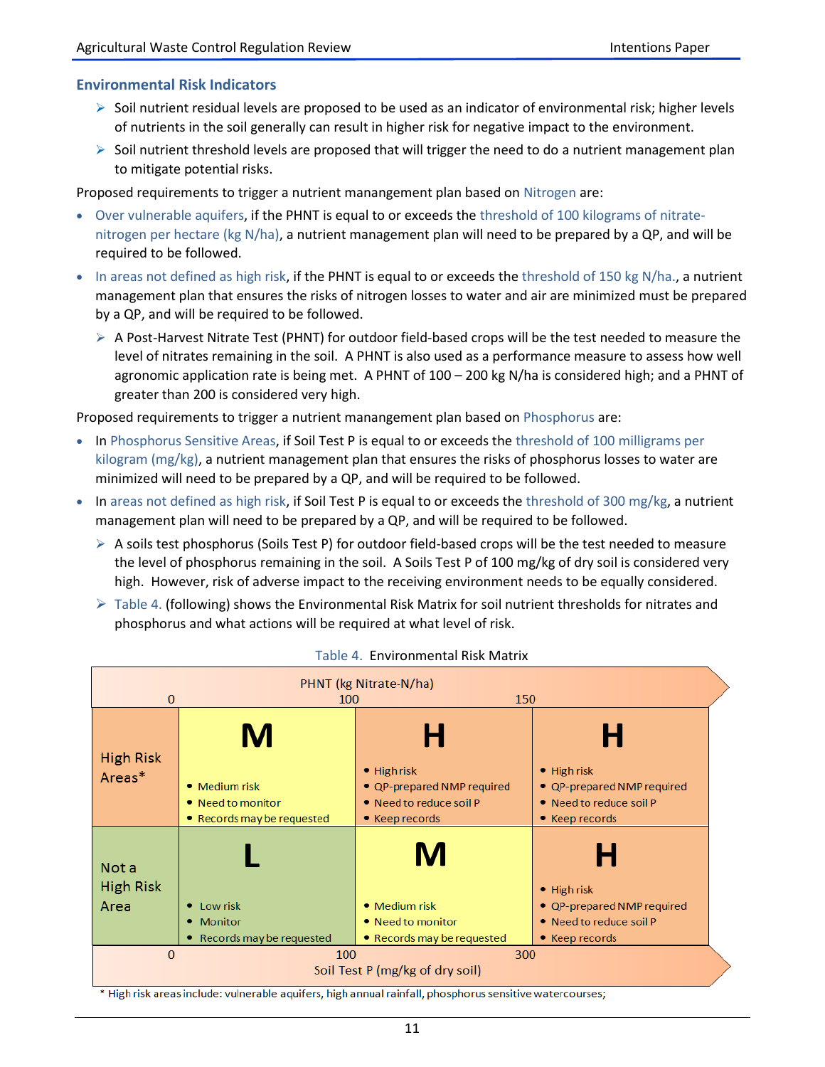## Environmental Risk Indicators

- Soil nutrient residual levels are proposed to be used as an indicator of environmental risk; higher levels of nutrients in the soil generally can result in higher risk for negative impact to the environment.
- Soil nutrient threshold levels are proposed that will trigger the need to do a nutrient management plan to mitigate potential risks.

Proposed requirements to trigger a nutrient manangement plan based on Nitrogen are:

- Over vulnerable aquifers, if the PHNT is equal to or exceeds the threshold of 100 kilograms of nitrate-nitrogen per hectare (kg N/ha), a nutrient management plan will need to be prepared by a QP, and will be required to be followed.
- In areas not defined as high risk, if the PHNT is equal to or exceeds the threshold of 150 kg N/ha., a nutrient management plan that ensures the risks of nitrogen losses to water and air are minimized must be prepared by a QP, and will be required to be followed.
  - A Post-Harvest Nitrate Test (PHNT) for outdoor field-based crops will be the test needed to measure the level of nitrates remaining in the soil. A PHNT is also used as a performance measure to assess how well agronomic application rate is being met. A PHNT of 100 – 200 kg N/ha is considered high; and a PHNT of greater than 200 is considered very high.

Proposed requirements to trigger a nutrient manangement plan based on Phosphorus are:

- In Phosphorus Sensitive Areas, if Soil Test P is equal to or exceeds the threshold of 100 milligrams per kilogram (mg/kg), a nutrient management plan that ensures the risks of phosphorus losses to water are minimized will need to be prepared by a QP, and will be required to be followed.
- In areas not defined as high risk, if Soil Test P is equal to or exceeds the threshold of 300 mg/kg, a nutrient management plan will need to be prepared by a QP, and will be required to be followed.
  - A soils test phosphorus (Soils Test P) for outdoor field-based crops will be the test needed to measure the level of phosphorus remaining in the soil. A Soils Test P of 100 mg/kg of dry soil is considered very high. However, risk of adverse impact to the receiving environment needs to be equally considered.
  - Table 4. (following) shows the Environmental Risk Matrix for soil nutrient thresholds for nitrates and phosphorus and what actions will be required at what level of risk.

Table 4. Environmental Risk Matrix

| | PHNT (kg Nitrate-N/ha) 0–100 | PHNT 100–150 | PHNT 150+ |
|---|---|---|---|
| **High Risk Areas*** | **M**<br>• Medium risk<br>• Need to monitor<br>• Records may be requested | **H**<br>• High risk<br>• QP-prepared NMP required<br>• Need to reduce soil P<br>• Keep records | **H**<br>• High risk<br>• QP-prepared NMP required<br>• Need to reduce soil P<br>• Keep records |
| **Not a High Risk Area** | **L**<br>• Low risk<br>• Monitor<br>• Records may be requested | **M**<br>• Medium risk<br>• Need to monitor<br>• Records may be requested | **H**<br>• High risk<br>• QP-prepared NMP required<br>• Need to reduce soil P<br>• Keep records |
| | Soil Test P (mg/kg of dry soil) 0–100 | Soil Test P 100–300 | Soil Test P 300+ |

\* High risk areas include: vulnerable aquifers, high annual rainfall, phosphorus sensitive watercourses;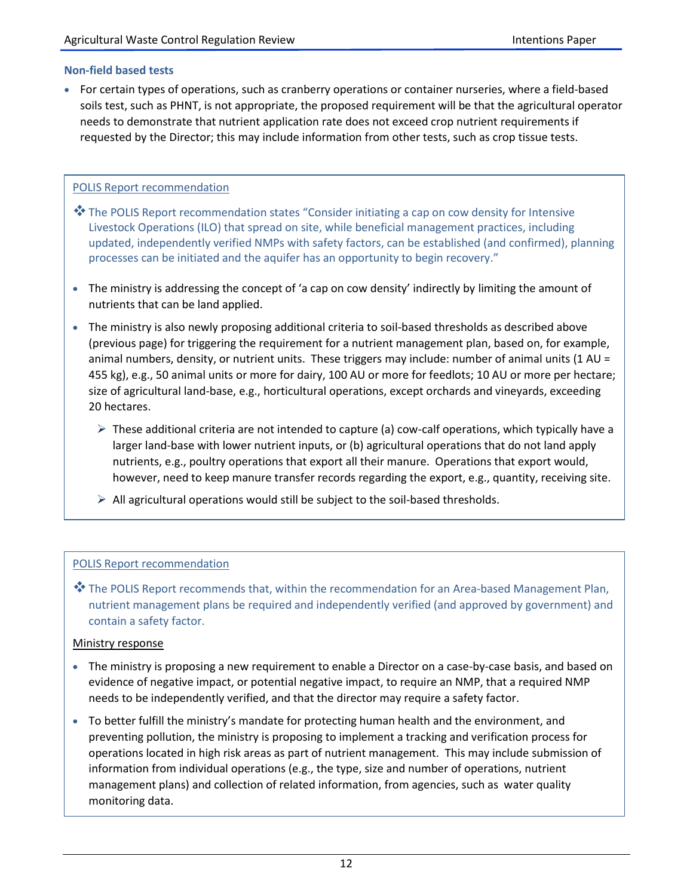#### Non-field based tests

- For certain types of operations, such as cranberry operations or container nurseries, where a field-based soils test, such as PHNT, is not appropriate, the proposed requirement will be that the agricultural operator needs to demonstrate that nutrient application rate does not exceed crop nutrient requirements if requested by the Director; this may include information from other tests, such as crop tissue tests.

POLIS Report recommendation

❖ The POLIS Report recommendation states "Consider initiating a cap on cow density for Intensive Livestock Operations (ILO) that spread on site, while beneficial management practices, including updated, independently verified NMPs with safety factors, can be established (and confirmed), planning processes can be initiated and the aquifer has an opportunity to begin recovery."

- The ministry is addressing the concept of 'a cap on cow density' indirectly by limiting the amount of nutrients that can be land applied.
- The ministry is also newly proposing additional criteria to soil-based thresholds as described above (previous page) for triggering the requirement for a nutrient management plan, based on, for example, animal numbers, density, or nutrient units. These triggers may include: number of animal units (1 AU = 455 kg), e.g., 50 animal units or more for dairy, 100 AU or more for feedlots; 10 AU or more per hectare; size of agricultural land-base, e.g., horticultural operations, except orchards and vineyards, exceeding 20 hectares.
  - These additional criteria are not intended to capture (a) cow-calf operations, which typically have a larger land-base with lower nutrient inputs, or (b) agricultural operations that do not land apply nutrients, e.g., poultry operations that export all their manure. Operations that export would, however, need to keep manure transfer records regarding the export, e.g., quantity, receiving site.
  - All agricultural operations would still be subject to the soil-based thresholds.

POLIS Report recommendation

❖ The POLIS Report recommends that, within the recommendation for an Area-based Management Plan, nutrient management plans be required and independently verified (and approved by government) and contain a safety factor.

Ministry response

- The ministry is proposing a new requirement to enable a Director on a case-by-case basis, and based on evidence of negative impact, or potential negative impact, to require an NMP, that a required NMP needs to be independently verified, and that the director may require a safety factor.
- To better fulfill the ministry's mandate for protecting human health and the environment, and preventing pollution, the ministry is proposing to implement a tracking and verification process for operations located in high risk areas as part of nutrient management. This may include submission of information from individual operations (e.g., the type, size and number of operations, nutrient management plans) and collection of related information, from agencies, such as water quality monitoring data.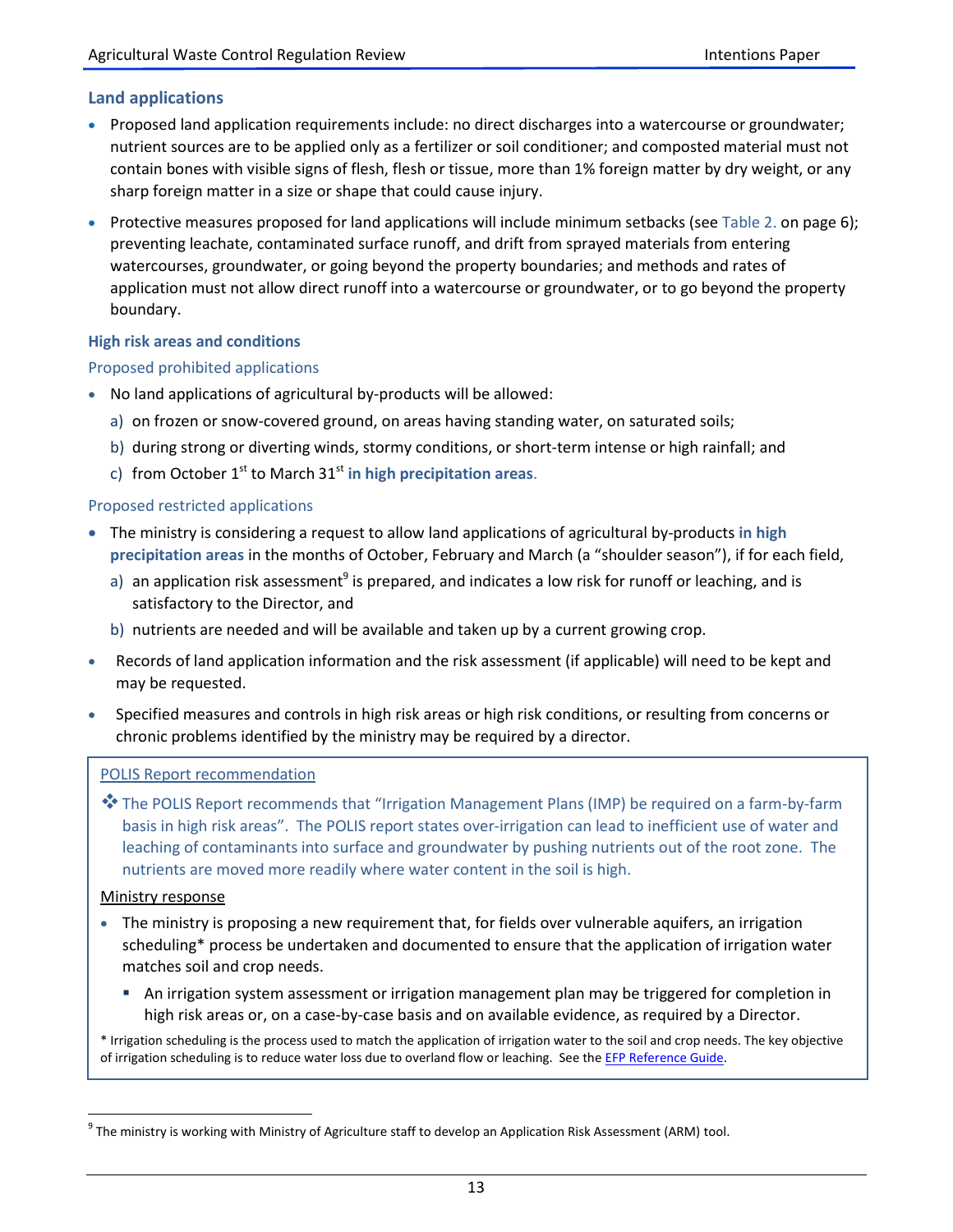## Land applications

- Proposed land application requirements include: no direct discharges into a watercourse or groundwater; nutrient sources are to be applied only as a fertilizer or soil conditioner; and composted material must not contain bones with visible signs of flesh, flesh or tissue, more than 1% foreign matter by dry weight, or any sharp foreign matter in a size or shape that could cause injury.
- Protective measures proposed for land applications will include minimum setbacks (see Table 2. on page 6); preventing leachate, contaminated surface runoff, and drift from sprayed materials from entering watercourses, groundwater, or going beyond the property boundaries; and methods and rates of application must not allow direct runoff into a watercourse or groundwater, or to go beyond the property boundary.

### High risk areas and conditions

#### Proposed prohibited applications

- No land applications of agricultural by-products will be allowed:
  a) on frozen or snow-covered ground, on areas having standing water, on saturated soils;
  b) during strong or diverting winds, stormy conditions, or short-term intense or high rainfall; and
  c) from October 1st to March 31st **in high precipitation areas**.

#### Proposed restricted applications

- The ministry is considering a request to allow land applications of agricultural by-products **in high precipitation areas** in the months of October, February and March (a "shoulder season"), if for each field,
  a) an application risk assessment[9] is prepared, and indicates a low risk for runoff or leaching, and is satisfactory to the Director, and
  b) nutrients are needed and will be available and taken up by a current growing crop.
- Records of land application information and the risk assessment (if applicable) will need to be kept and may be requested.
- Specified measures and controls in high risk areas or high risk conditions, or resulting from concerns or chronic problems identified by the ministry may be required by a director.

> POLIS Report recommendation
>
> ❖ The POLIS Report recommends that "Irrigation Management Plans (IMP) be required on a farm-by-farm basis in high risk areas". The POLIS report states over-irrigation can lead to inefficient use of water and leaching of contaminants into surface and groundwater by pushing nutrients out of the root zone. The nutrients are moved more readily where water content in the soil is high.
>
> Ministry response
>
> - The ministry is proposing a new requirement that, for fields over vulnerable aquifers, an irrigation scheduling* process be undertaken and documented to ensure that the application of irrigation water matches soil and crop needs.
>   - An irrigation system assessment or irrigation management plan may be triggered for completion in high risk areas or, on a case-by-case basis and on available evidence, as required by a Director.
>
> * Irrigation scheduling is the process used to match the application of irrigation water to the soil and crop needs. The key objective of irrigation scheduling is to reduce water loss due to overland flow or leaching. See the EFP Reference Guide.

[9] The ministry is working with Ministry of Agriculture staff to develop an Application Risk Assessment (ARM) tool.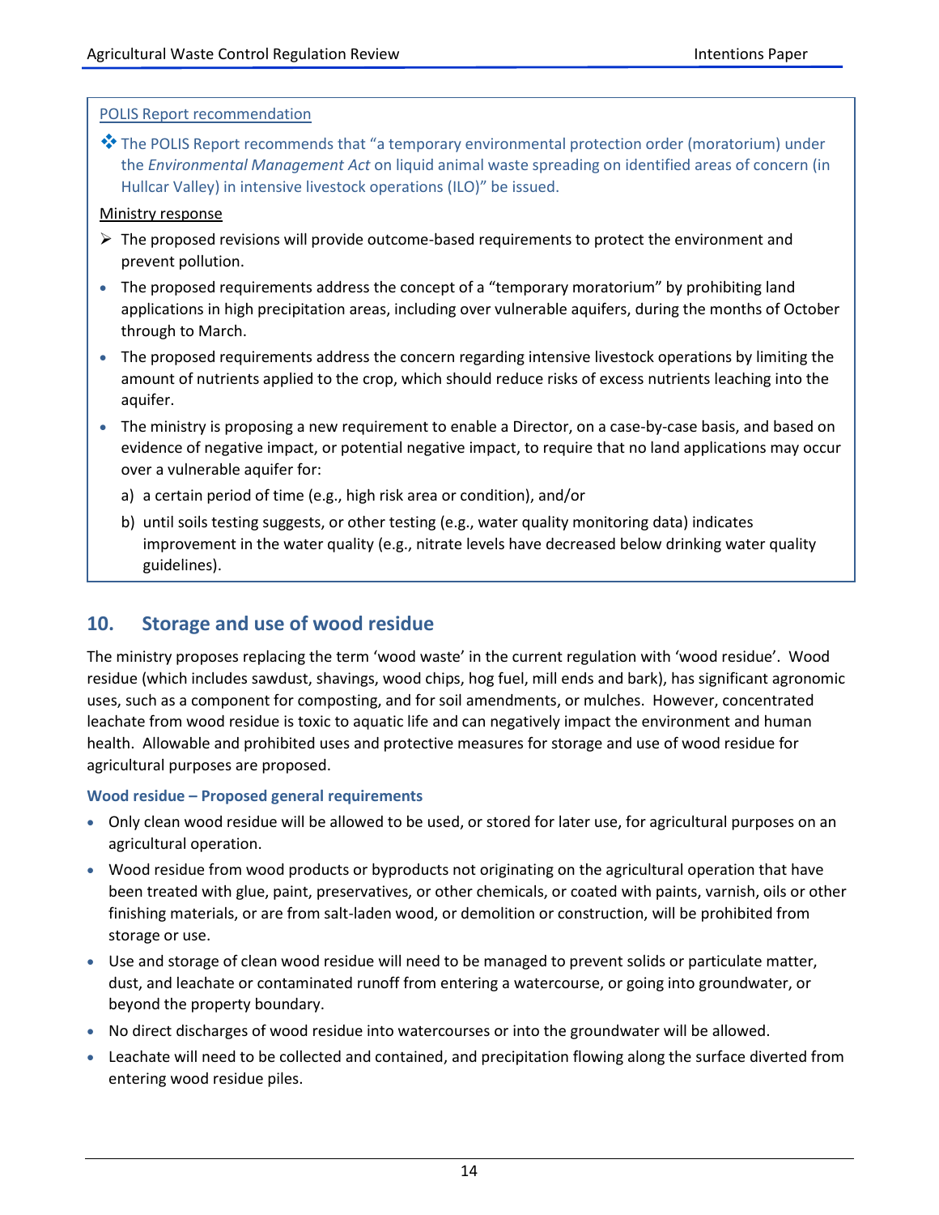POLIS Report recommendation

- The POLIS Report recommends that "a temporary environmental protection order (moratorium) under the *Environmental Management Act* on liquid animal waste spreading on identified areas of concern (in Hullcar Valley) in intensive livestock operations (ILO)" be issued.

Ministry response

- The proposed revisions will provide outcome-based requirements to protect the environment and prevent pollution.
- The proposed requirements address the concept of a "temporary moratorium" by prohibiting land applications in high precipitation areas, including over vulnerable aquifers, during the months of October through to March.
- The proposed requirements address the concern regarding intensive livestock operations by limiting the amount of nutrients applied to the crop, which should reduce risks of excess nutrients leaching into the aquifer.
- The ministry is proposing a new requirement to enable a Director, on a case-by-case basis, and based on evidence of negative impact, or potential negative impact, to require that no land applications may occur over a vulnerable aquifer for:
  a) a certain period of time (e.g., high risk area or condition), and/or
  b) until soils testing suggests, or other testing (e.g., water quality monitoring data) indicates improvement in the water quality (e.g., nitrate levels have decreased below drinking water quality guidelines).

## 10. Storage and use of wood residue

The ministry proposes replacing the term 'wood waste' in the current regulation with 'wood residue'. Wood residue (which includes sawdust, shavings, wood chips, hog fuel, mill ends and bark), has significant agronomic uses, such as a component for composting, and for soil amendments, or mulches. However, concentrated leachate from wood residue is toxic to aquatic life and can negatively impact the environment and human health. Allowable and prohibited uses and protective measures for storage and use of wood residue for agricultural purposes are proposed.

### Wood residue – Proposed general requirements

- Only clean wood residue will be allowed to be used, or stored for later use, for agricultural purposes on an agricultural operation.
- Wood residue from wood products or byproducts not originating on the agricultural operation that have been treated with glue, paint, preservatives, or other chemicals, or coated with paints, varnish, oils or other finishing materials, or are from salt-laden wood, or demolition or construction, will be prohibited from storage or use.
- Use and storage of clean wood residue will need to be managed to prevent solids or particulate matter, dust, and leachate or contaminated runoff from entering a watercourse, or going into groundwater, or beyond the property boundary.
- No direct discharges of wood residue into watercourses or into the groundwater will be allowed.
- Leachate will need to be collected and contained, and precipitation flowing along the surface diverted from entering wood residue piles.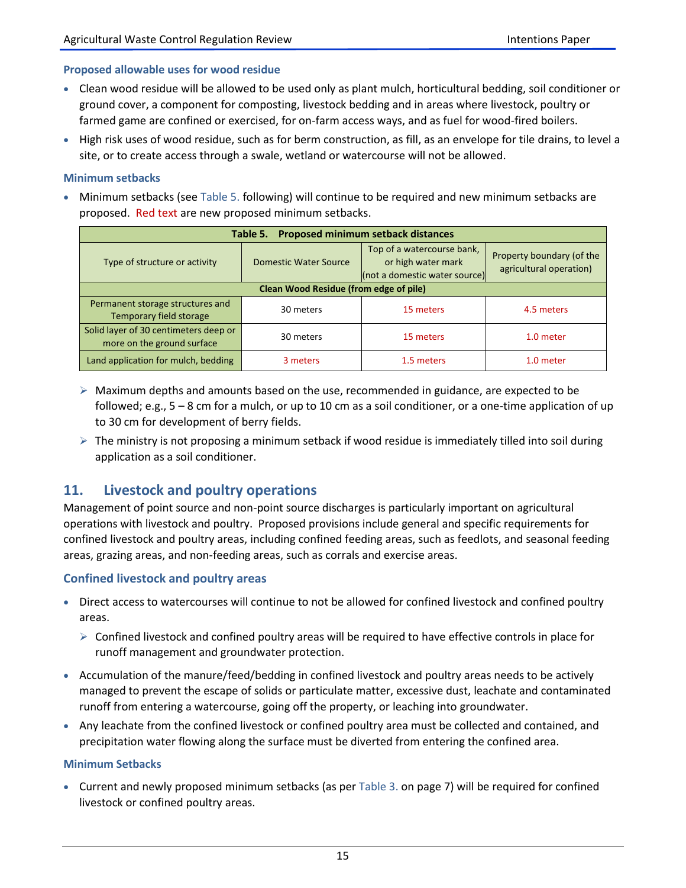### Proposed allowable uses for wood residue

- Clean wood residue will be allowed to be used only as plant mulch, horticultural bedding, soil conditioner or ground cover, a component for composting, livestock bedding and in areas where livestock, poultry or farmed game are confined or exercised, for on-farm access ways, and as fuel for wood-fired boilers.
- High risk uses of wood residue, such as for berm construction, as fill, as an envelope for tile drains, to level a site, or to create access through a swale, wetland or watercourse will not be allowed.

### Minimum setbacks

- Minimum setbacks (see Table 5. following) will continue to be required and new minimum setbacks are proposed. Red text are new proposed minimum setbacks.

| Table 5. Proposed minimum setback distances | | | |
|---|---|---|---|
| Type of structure or activity | Domestic Water Source | Top of a watercourse bank, or high water mark (not a domestic water source) | Property boundary (of the agricultural operation) |
| **Clean Wood Residue (from edge of pile)** | | | |
| Permanent storage structures and Temporary field storage | 30 meters | 15 meters | 4.5 meters |
| Solid layer of 30 centimeters deep or more on the ground surface | 30 meters | 15 meters | 1.0 meter |
| Land application for mulch, bedding | 3 meters | 1.5 meters | 1.0 meter |

  - Maximum depths and amounts based on the use, recommended in guidance, are expected to be followed; e.g., 5 – 8 cm for a mulch, or up to 10 cm as a soil conditioner, or a one-time application of up to 30 cm for development of berry fields.
  - The ministry is not proposing a minimum setback if wood residue is immediately tilled into soil during application as a soil conditioner.

## 11. Livestock and poultry operations

Management of point source and non-point source discharges is particularly important on agricultural operations with livestock and poultry. Proposed provisions include general and specific requirements for confined livestock and poultry areas, including confined feeding areas, such as feedlots, and seasonal feeding areas, grazing areas, and non-feeding areas, such as corrals and exercise areas.

### Confined livestock and poultry areas

- Direct access to watercourses will continue to not be allowed for confined livestock and confined poultry areas.
  - Confined livestock and confined poultry areas will be required to have effective controls in place for runoff management and groundwater protection.
- Accumulation of the manure/feed/bedding in confined livestock and poultry areas needs to be actively managed to prevent the escape of solids or particulate matter, excessive dust, leachate and contaminated runoff from entering a watercourse, going off the property, or leaching into groundwater.
- Any leachate from the confined livestock or confined poultry area must be collected and contained, and precipitation water flowing along the surface must be diverted from entering the confined area.

### Minimum Setbacks

- Current and newly proposed minimum setbacks (as per Table 3. on page 7) will be required for confined livestock or confined poultry areas.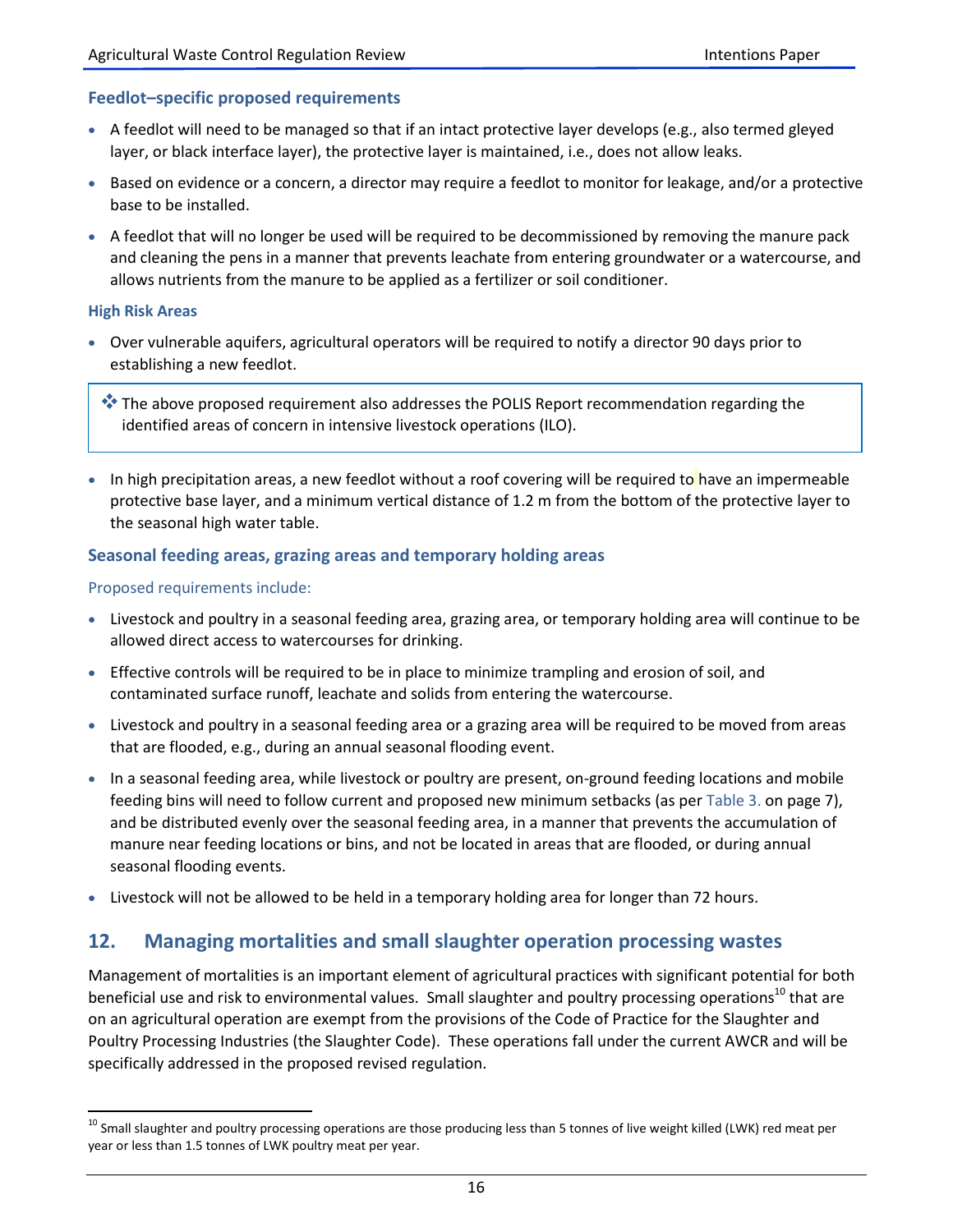### Feedlot–specific proposed requirements

- A feedlot will need to be managed so that if an intact protective layer develops (e.g., also termed gleyed layer, or black interface layer), the protective layer is maintained, i.e., does not allow leaks.
- Based on evidence or a concern, a director may require a feedlot to monitor for leakage, and/or a protective base to be installed.
- A feedlot that will no longer be used will be required to be decommissioned by removing the manure pack and cleaning the pens in a manner that prevents leachate from entering groundwater or a watercourse, and allows nutrients from the manure to be applied as a fertilizer or soil conditioner.

#### High Risk Areas

- Over vulnerable aquifers, agricultural operators will be required to notify a director 90 days prior to establishing a new feedlot.

> ❖ The above proposed requirement also addresses the POLIS Report recommendation regarding the identified areas of concern in intensive livestock operations (ILO).

- In high precipitation areas, a new feedlot without a roof covering will be required to have an impermeable protective base layer, and a minimum vertical distance of 1.2 m from the bottom of the protective layer to the seasonal high water table.

### Seasonal feeding areas, grazing areas and temporary holding areas

Proposed requirements include:

- Livestock and poultry in a seasonal feeding area, grazing area, or temporary holding area will continue to be allowed direct access to watercourses for drinking.
- Effective controls will be required to be in place to minimize trampling and erosion of soil, and contaminated surface runoff, leachate and solids from entering the watercourse.
- Livestock and poultry in a seasonal feeding area or a grazing area will be required to be moved from areas that are flooded, e.g., during an annual seasonal flooding event.
- In a seasonal feeding area, while livestock or poultry are present, on-ground feeding locations and mobile feeding bins will need to follow current and proposed new minimum setbacks (as per Table 3. on page 7), and be distributed evenly over the seasonal feeding area, in a manner that prevents the accumulation of manure near feeding locations or bins, and not be located in areas that are flooded, or during annual seasonal flooding events.
- Livestock will not be allowed to be held in a temporary holding area for longer than 72 hours.

## 12. Managing mortalities and small slaughter operation processing wastes

Management of mortalities is an important element of agricultural practices with significant potential for both beneficial use and risk to environmental values. Small slaughter and poultry processing operations[10] that are on an agricultural operation are exempt from the provisions of the Code of Practice for the Slaughter and Poultry Processing Industries (the Slaughter Code). These operations fall under the current AWCR and will be specifically addressed in the proposed revised regulation.

[10] Small slaughter and poultry processing operations are those producing less than 5 tonnes of live weight killed (LWK) red meat per year or less than 1.5 tonnes of LWK poultry meat per year.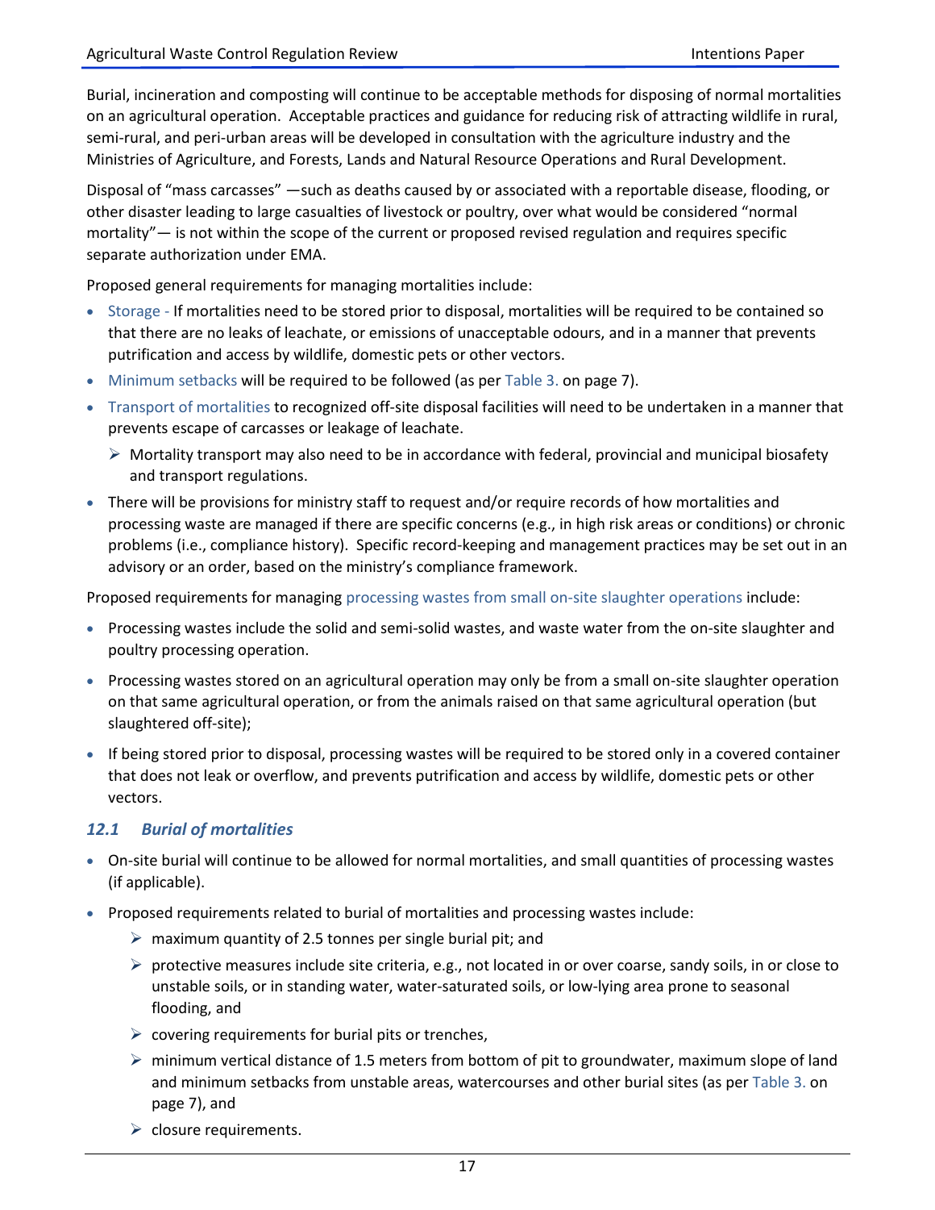Burial, incineration and composting will continue to be acceptable methods for disposing of normal mortalities on an agricultural operation. Acceptable practices and guidance for reducing risk of attracting wildlife in rural, semi-rural, and peri-urban areas will be developed in consultation with the agriculture industry and the Ministries of Agriculture, and Forests, Lands and Natural Resource Operations and Rural Development.

Disposal of "mass carcasses" —such as deaths caused by or associated with a reportable disease, flooding, or other disaster leading to large casualties of livestock or poultry, over what would be considered "normal mortality"— is not within the scope of the current or proposed revised regulation and requires specific separate authorization under EMA.

Proposed general requirements for managing mortalities include:

- Storage - If mortalities need to be stored prior to disposal, mortalities will be required to be contained so that there are no leaks of leachate, or emissions of unacceptable odours, and in a manner that prevents putrification and access by wildlife, domestic pets or other vectors.
- Minimum setbacks will be required to be followed (as per Table 3. on page 7).
- Transport of mortalities to recognized off-site disposal facilities will need to be undertaken in a manner that prevents escape of carcasses or leakage of leachate.
  - Mortality transport may also need to be in accordance with federal, provincial and municipal biosafety and transport regulations.
- There will be provisions for ministry staff to request and/or require records of how mortalities and processing waste are managed if there are specific concerns (e.g., in high risk areas or conditions) or chronic problems (i.e., compliance history). Specific record-keeping and management practices may be set out in an advisory or an order, based on the ministry's compliance framework.

Proposed requirements for managing processing wastes from small on-site slaughter operations include:

- Processing wastes include the solid and semi-solid wastes, and waste water from the on-site slaughter and poultry processing operation.
- Processing wastes stored on an agricultural operation may only be from a small on-site slaughter operation on that same agricultural operation, or from the animals raised on that same agricultural operation (but slaughtered off-site);
- If being stored prior to disposal, processing wastes will be required to be stored only in a covered container that does not leak or overflow, and prevents putrification and access by wildlife, domestic pets or other vectors.

### *12.1 Burial of mortalities*

- On-site burial will continue to be allowed for normal mortalities, and small quantities of processing wastes (if applicable).
- Proposed requirements related to burial of mortalities and processing wastes include:
  - maximum quantity of 2.5 tonnes per single burial pit; and
  - protective measures include site criteria, e.g., not located in or over coarse, sandy soils, in or close to unstable soils, or in standing water, water-saturated soils, or low-lying area prone to seasonal flooding, and
  - covering requirements for burial pits or trenches,
  - minimum vertical distance of 1.5 meters from bottom of pit to groundwater, maximum slope of land and minimum setbacks from unstable areas, watercourses and other burial sites (as per Table 3. on page 7), and
  - closure requirements.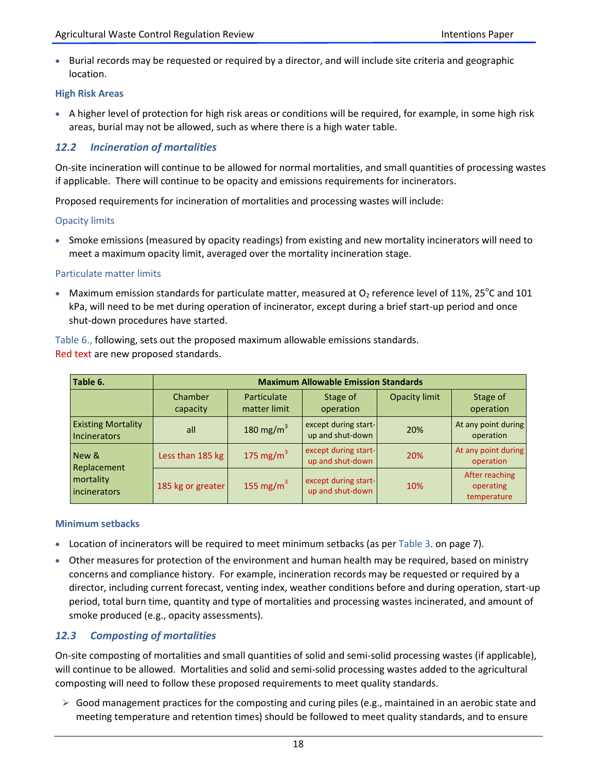- Burial records may be requested or required by a director, and will include site criteria and geographic location.

**High Risk Areas**

- A higher level of protection for high risk areas or conditions will be required, for example, in some high risk areas, burial may not be allowed, such as where there is a high water table.

## *12.2 Incineration of mortalities*

On-site incineration will continue to be allowed for normal mortalities, and small quantities of processing wastes if applicable. There will continue to be opacity and emissions requirements for incinerators.

Proposed requirements for incineration of mortalities and processing wastes will include:

Opacity limits

- Smoke emissions (measured by opacity readings) from existing and new mortality incinerators will need to meet a maximum opacity limit, averaged over the mortality incineration stage.

Particulate matter limits

- Maximum emission standards for particulate matter, measured at $O_2$ reference level of 11%, 25°C and 101 kPa, will need to be met during operation of incinerator, except during a brief start-up period and once shut-down procedures have started.

Table 6., following, sets out the proposed maximum allowable emissions standards.
Red text are new proposed standards.

| Table 6. | Maximum Allowable Emission Standards | | | | |
|---|---|---|---|---|---|
| | Chamber capacity | Particulate matter limit | Stage of operation | Opacity limit | Stage of operation |
| Existing Mortality Incinerators | all | 180 mg/m$^3$ | except during start-up and shut-down | 20% | At any point during operation |
| New & Replacement mortality incinerators | Less than 185 kg | 175 mg/m$^3$ | except during start-up and shut-down | 20% | At any point during operation |
| | 185 kg or greater | 155 mg/m$^3$ | except during start-up and shut-down | 10% | After reaching operating temperature |

**Minimum setbacks**

- Location of incinerators will be required to meet minimum setbacks (as per Table 3. on page 7).
- Other measures for protection of the environment and human health may be required, based on ministry concerns and compliance history. For example, incineration records may be requested or required by a director, including current forecast, venting index, weather conditions before and during operation, start-up period, total burn time, quantity and type of mortalities and processing wastes incinerated, and amount of smoke produced (e.g., opacity assessments).

## *12.3 Composting of mortalities*

On-site composting of mortalities and small quantities of solid and semi-solid processing wastes (if applicable), will continue to be allowed. Mortalities and solid and semi-solid processing wastes added to the agricultural composting will need to follow these proposed requirements to meet quality standards.

- Good management practices for the composting and curing piles (e.g., maintained in an aerobic state and meeting temperature and retention times) should be followed to meet quality standards, and to ensure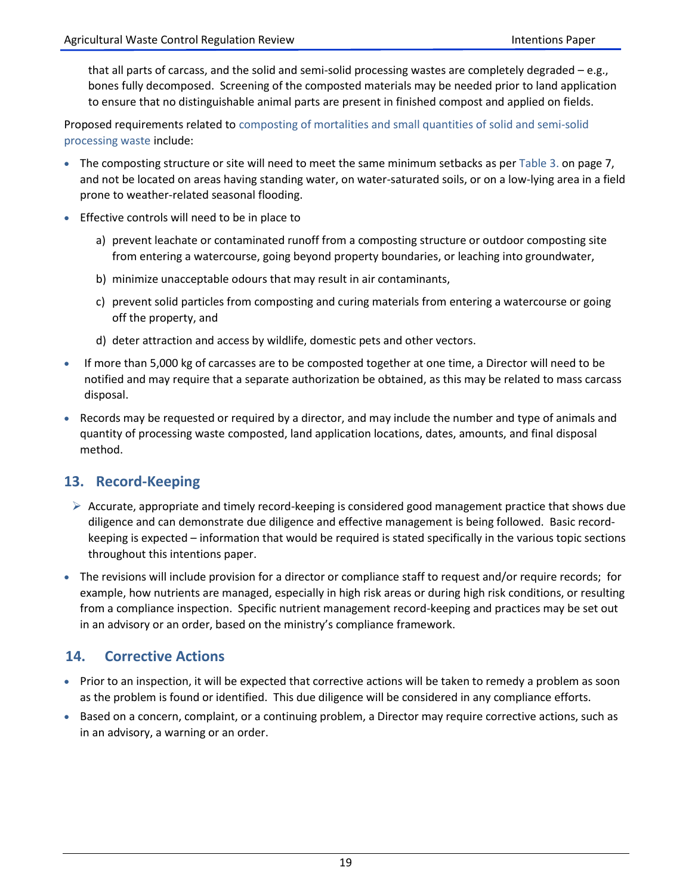that all parts of carcass, and the solid and semi-solid processing wastes are completely degraded – e.g., bones fully decomposed. Screening of the composted materials may be needed prior to land application to ensure that no distinguishable animal parts are present in finished compost and applied on fields.

Proposed requirements related to composting of mortalities and small quantities of solid and semi-solid processing waste include:

- The composting structure or site will need to meet the same minimum setbacks as per Table 3. on page 7, and not be located on areas having standing water, on water-saturated soils, or on a low-lying area in a field prone to weather-related seasonal flooding.
- Effective controls will need to be in place to
  a) prevent leachate or contaminated runoff from a composting structure or outdoor composting site from entering a watercourse, going beyond property boundaries, or leaching into groundwater,
  b) minimize unacceptable odours that may result in air contaminants,
  c) prevent solid particles from composting and curing materials from entering a watercourse or going off the property, and
  d) deter attraction and access by wildlife, domestic pets and other vectors.
- If more than 5,000 kg of carcasses are to be composted together at one time, a Director will need to be notified and may require that a separate authorization be obtained, as this may be related to mass carcass disposal.
- Records may be requested or required by a director, and may include the number and type of animals and quantity of processing waste composted, land application locations, dates, amounts, and final disposal method.

## 13. Record-Keeping

- Accurate, appropriate and timely record-keeping is considered good management practice that shows due diligence and can demonstrate due diligence and effective management is being followed. Basic record-keeping is expected – information that would be required is stated specifically in the various topic sections throughout this intentions paper.

- The revisions will include provision for a director or compliance staff to request and/or require records; for example, how nutrients are managed, especially in high risk areas or during high risk conditions, or resulting from a compliance inspection. Specific nutrient management record-keeping and practices may be set out in an advisory or an order, based on the ministry's compliance framework.

## 14. Corrective Actions

- Prior to an inspection, it will be expected that corrective actions will be taken to remedy a problem as soon as the problem is found or identified. This due diligence will be considered in any compliance efforts.
- Based on a concern, complaint, or a continuing problem, a Director may require corrective actions, such as in an advisory, a warning or an order.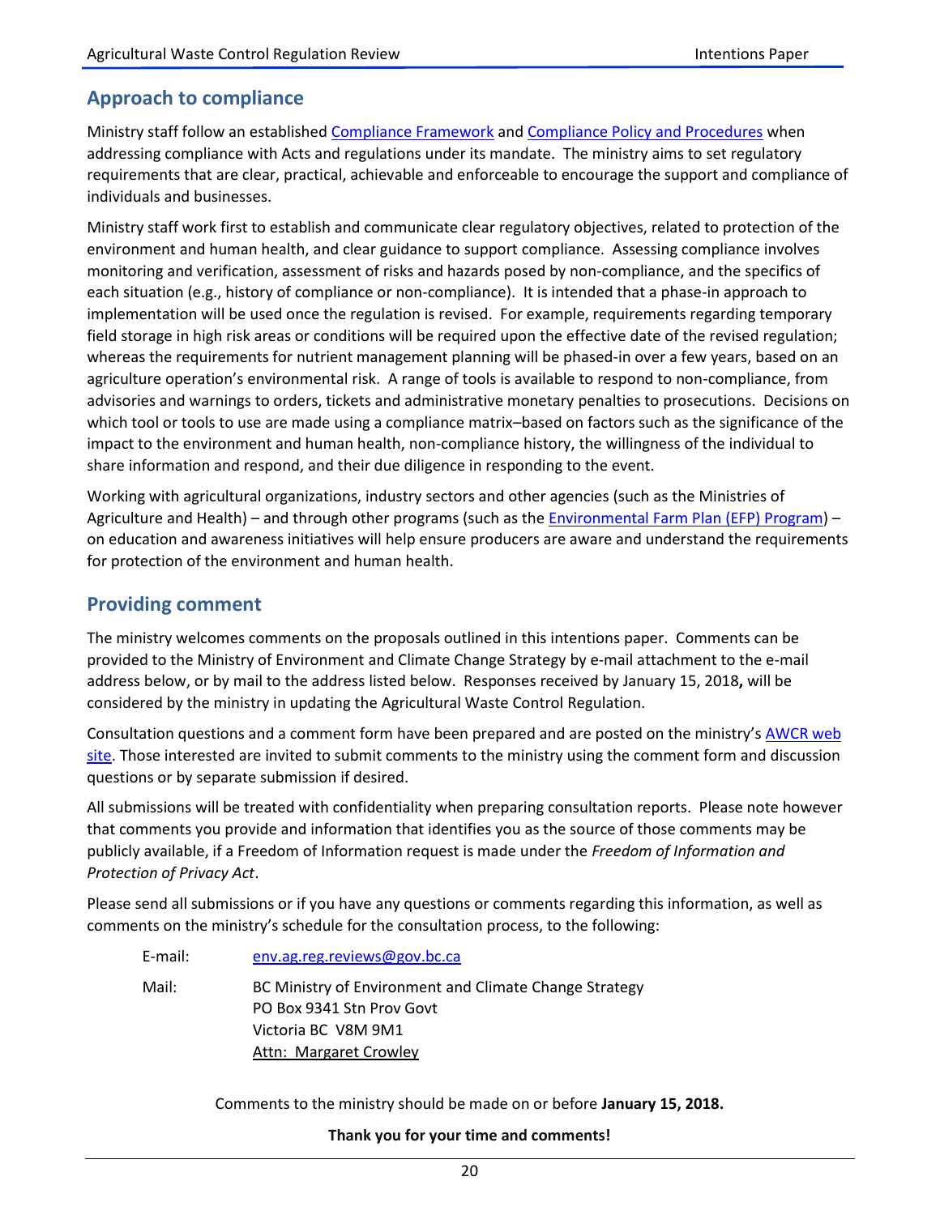## Approach to compliance

Ministry staff follow an established Compliance Framework and Compliance Policy and Procedures when addressing compliance with Acts and regulations under its mandate. The ministry aims to set regulatory requirements that are clear, practical, achievable and enforceable to encourage the support and compliance of individuals and businesses.

Ministry staff work first to establish and communicate clear regulatory objectives, related to protection of the environment and human health, and clear guidance to support compliance. Assessing compliance involves monitoring and verification, assessment of risks and hazards posed by non-compliance, and the specifics of each situation (e.g., history of compliance or non-compliance). It is intended that a phase-in approach to implementation will be used once the regulation is revised. For example, requirements regarding temporary field storage in high risk areas or conditions will be required upon the effective date of the revised regulation; whereas the requirements for nutrient management planning will be phased-in over a few years, based on an agriculture operation's environmental risk. A range of tools is available to respond to non-compliance, from advisories and warnings to orders, tickets and administrative monetary penalties to prosecutions. Decisions on which tool or tools to use are made using a compliance matrix–based on factors such as the significance of the impact to the environment and human health, non-compliance history, the willingness of the individual to share information and respond, and their due diligence in responding to the event.

Working with agricultural organizations, industry sectors and other agencies (such as the Ministries of Agriculture and Health) – and through other programs (such as the Environmental Farm Plan (EFP) Program) – on education and awareness initiatives will help ensure producers are aware and understand the requirements for protection of the environment and human health.

## Providing comment

The ministry welcomes comments on the proposals outlined in this intentions paper. Comments can be provided to the Ministry of Environment and Climate Change Strategy by e-mail attachment to the e-mail address below, or by mail to the address listed below. Responses received by January 15, 2018**,** will be considered by the ministry in updating the Agricultural Waste Control Regulation.

Consultation questions and a comment form have been prepared and are posted on the ministry's AWCR web site. Those interested are invited to submit comments to the ministry using the comment form and discussion questions or by separate submission if desired.

All submissions will be treated with confidentiality when preparing consultation reports. Please note however that comments you provide and information that identifies you as the source of those comments may be publicly available, if a Freedom of Information request is made under the *Freedom of Information and Protection of Privacy Act*.

Please send all submissions or if you have any questions or comments regarding this information, as well as comments on the ministry's schedule for the consultation process, to the following:

E-mail: env.ag.reg.reviews@gov.bc.ca

Mail: BC Ministry of Environment and Climate Change Strategy
PO Box 9341 Stn Prov Govt
Victoria BC V8M 9M1
Attn: Margaret Crowley

Comments to the ministry should be made on or before **January 15, 2018.**

**Thank you for your time and comments!**